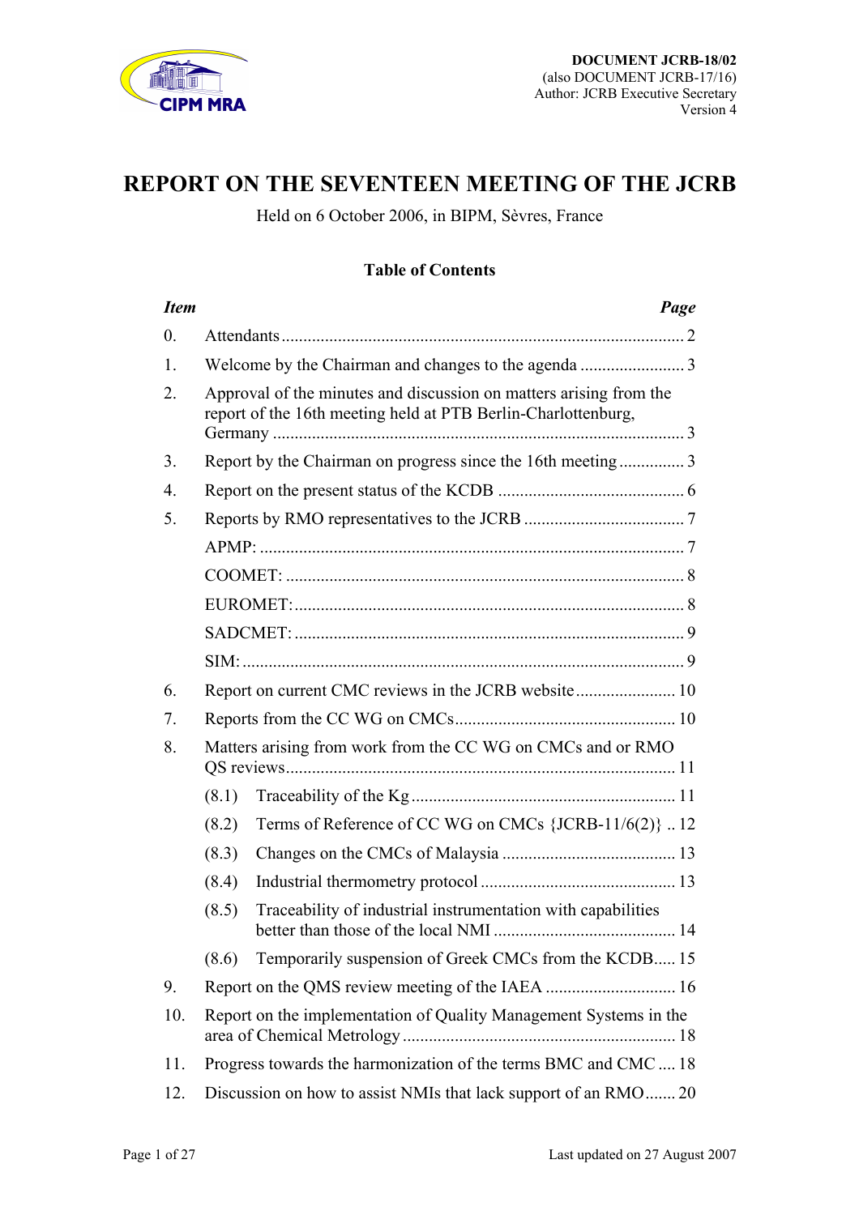**DOCUMENT JCRB-18/02**
(also DOCUMENT JCRB-17/16)
Author: JCRB Executive Secretary
Version 4

# REPORT ON THE SEVENTEEN MEETING OF THE JCRB

Held on 6 October 2006, in BIPM, Sèvres, France

## Table of Contents

| *Item* | | *Page* |
|---|---|---|
| 0. | Attendants | 2 |
| 1. | Welcome by the Chairman and changes to the agenda | 3 |
| 2. | Approval of the minutes and discussion on matters arising from the report of the 16th meeting held at PTB Berlin-Charlottenburg, Germany | 3 |
| 3. | Report by the Chairman on progress since the 16th meeting | 3 |
| 4. | Report on the present status of the KCDB | 6 |
| 5. | Reports by RMO representatives to the JCRB | 7 |
| | APMP: | 7 |
| | COOMET: | 8 |
| | EUROMET: | 8 |
| | SADCMET: | 9 |
| | SIM: | 9 |
| 6. | Report on current CMC reviews in the JCRB website | 10 |
| 7. | Reports from the CC WG on CMCs | 10 |
| 8. | Matters arising from work from the CC WG on CMCs and or RMO QS reviews | 11 |
| | (8.1) Traceability of the Kg | 11 |
| | (8.2) Terms of Reference of CC WG on CMCs {JCRB-11/6(2)} | 12 |
| | (8.3) Changes on the CMCs of Malaysia | 13 |
| | (8.4) Industrial thermometry protocol | 13 |
| | (8.5) Traceability of industrial instrumentation with capabilities better than those of the local NMI | 14 |
| | (8.6) Temporarily suspension of Greek CMCs from the KCDB | 15 |
| 9. | Report on the QMS review meeting of the IAEA | 16 |
| 10. | Report on the implementation of Quality Management Systems in the area of Chemical Metrology | 18 |
| 11. | Progress towards the harmonization of the terms BMC and CMC | 18 |
| 12. | Discussion on how to assist NMIs that lack support of an RMO | 20 |

Last updated on 27 August 2007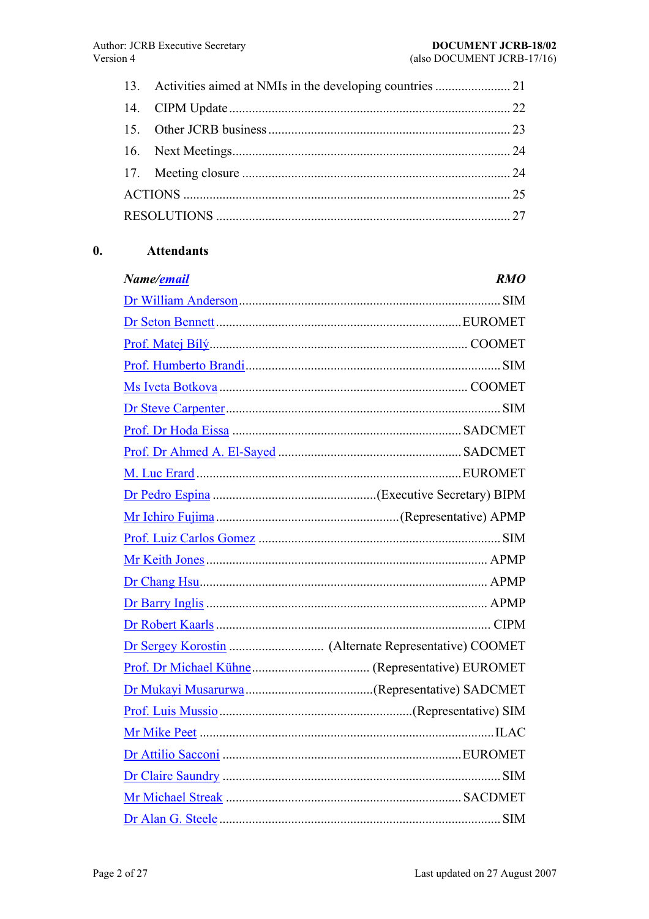13. Activities aimed at NMIs in the developing countries ....................... 21
14. CIPM Update ..................................................................................... 22
15. Other JCRB business ......................................................................... 23
16. Next Meetings .................................................................................... 24
17. Meeting closure .................................................................................. 24

ACTIONS ................................................................................................... 25

RESOLUTIONS .......................................................................................... 27

## 0. Attendants

| *Name/email* | *RMO* |
|---|---|
| Dr William Anderson | SIM |
| Dr Seton Bennett | EUROMET |
| Prof. Matej Bílý | COOMET |
| Prof. Humberto Brandi | SIM |
| Ms Iveta Botkova | COOMET |
| Dr Steve Carpenter | SIM |
| Prof. Dr Hoda Eissa | SADCMET |
| Prof. Dr Ahmed A. El-Sayed | SADCMET |
| M. Luc Erard | EUROMET |
| Dr Pedro Espina | (Executive Secretary) BIPM |
| Mr Ichiro Fujima | (Representative) APMP |
| Prof. Luiz Carlos Gomez | SIM |
| Mr Keith Jones | APMP |
| Dr Chang Hsu | APMP |
| Dr Barry Inglis | APMP |
| Dr Robert Kaarls | CIPM |
| Dr Sergey Korostin | (Alternate Representative) COOMET |
| Prof. Dr Michael Kühne | (Representative) EUROMET |
| Dr Mukayi Musarurwa | (Representative) SADCMET |
| Prof. Luis Mussio | (Representative) SIM |
| Mr Mike Peet | ILAC |
| Dr Attilio Sacconi | EUROMET |
| Dr Claire Saundry | SIM |
| Mr Michael Streak | SACDMET |
| Dr Alan G. Steele | SIM |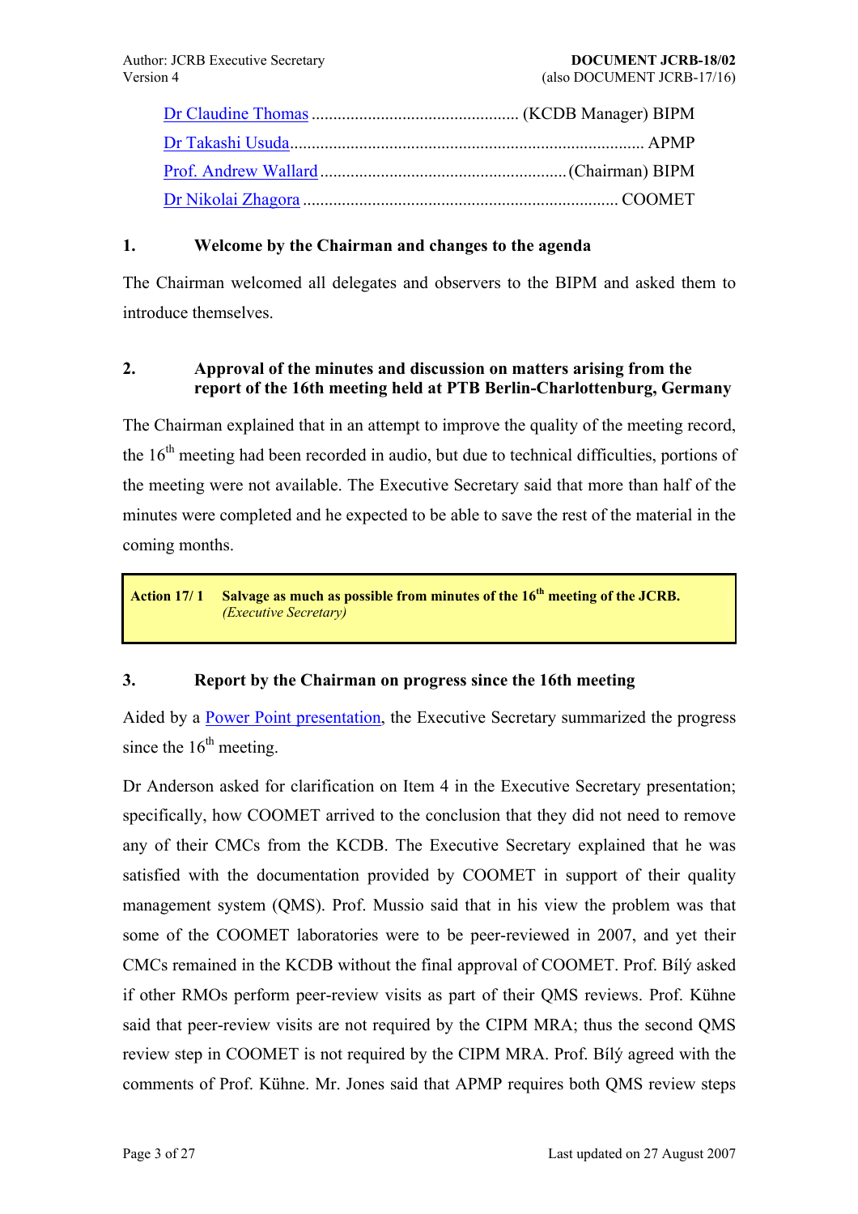[Dr Claudine Thomas](#) ................................................ (KCDB Manager) BIPM
[Dr Takashi Usuda](#)................................................................................. APMP
[Prof. Andrew Wallard](#) ........................................................ (Chairman) BIPM
[Dr Nikolai Zhagora](#) ........................................................................ COOMET

## 1. Welcome by the Chairman and changes to the agenda

The Chairman welcomed all delegates and observers to the BIPM and asked them to introduce themselves.

## 2. Approval of the minutes and discussion on matters arising from the report of the 16th meeting held at PTB Berlin-Charlottenburg, Germany

The Chairman explained that in an attempt to improve the quality of the meeting record, the 16th meeting had been recorded in audio, but due to technical difficulties, portions of the meeting were not available. The Executive Secretary said that more than half of the minutes were completed and he expected to be able to save the rest of the material in the coming months.

> **Action 17/ 1 Salvage as much as possible from minutes of the 16th meeting of the JCRB.**
> *(Executive Secretary)*

## 3. Report by the Chairman on progress since the 16th meeting

Aided by a [Power Point presentation](#), the Executive Secretary summarized the progress since the 16th meeting.

Dr Anderson asked for clarification on Item 4 in the Executive Secretary presentation; specifically, how COOMET arrived to the conclusion that they did not need to remove any of their CMCs from the KCDB. The Executive Secretary explained that he was satisfied with the documentation provided by COOMET in support of their quality management system (QMS). Prof. Mussio said that in his view the problem was that some of the COOMET laboratories were to be peer-reviewed in 2007, and yet their CMCs remained in the KCDB without the final approval of COOMET. Prof. Bílý asked if other RMOs perform peer-review visits as part of their QMS reviews. Prof. Kühne said that peer-review visits are not required by the CIPM MRA; thus the second QMS review step in COOMET is not required by the CIPM MRA. Prof. Bílý agreed with the comments of Prof. Kühne. Mr. Jones said that APMP requires both QMS review steps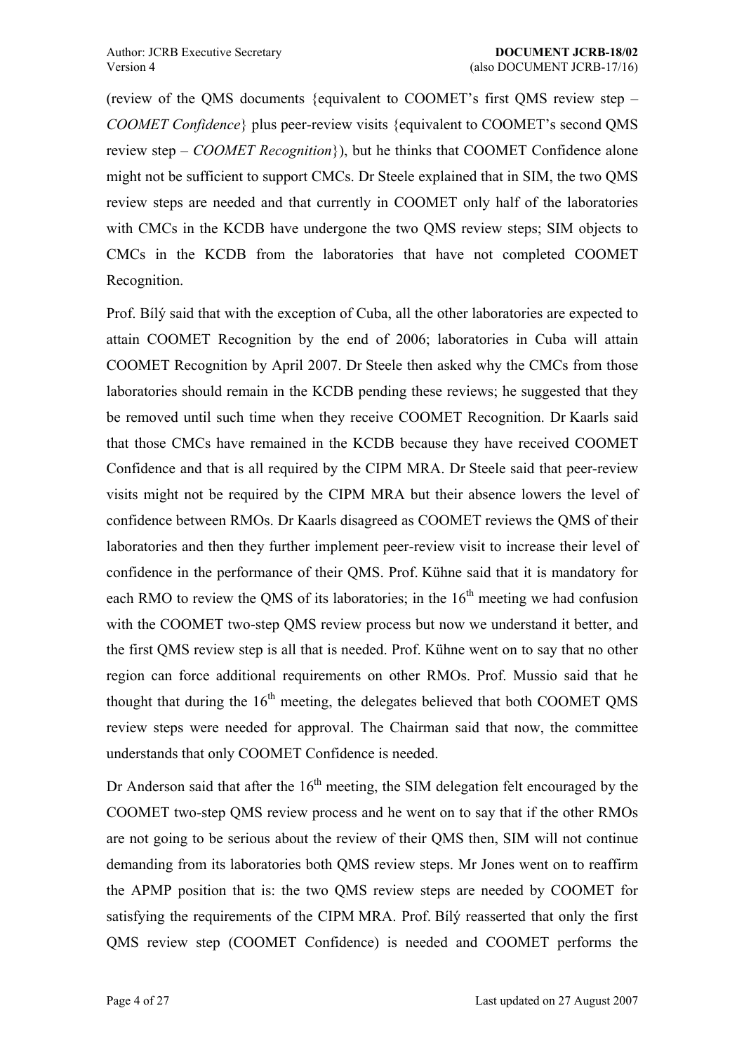(review of the QMS documents {equivalent to COOMET's first QMS review step – *COOMET Confidence*} plus peer-review visits {equivalent to COOMET's second QMS review step – *COOMET Recognition*}), but he thinks that COOMET Confidence alone might not be sufficient to support CMCs. Dr Steele explained that in SIM, the two QMS review steps are needed and that currently in COOMET only half of the laboratories with CMCs in the KCDB have undergone the two QMS review steps; SIM objects to CMCs in the KCDB from the laboratories that have not completed COOMET Recognition.

Prof. Bílý said that with the exception of Cuba, all the other laboratories are expected to attain COOMET Recognition by the end of 2006; laboratories in Cuba will attain COOMET Recognition by April 2007. Dr Steele then asked why the CMCs from those laboratories should remain in the KCDB pending these reviews; he suggested that they be removed until such time when they receive COOMET Recognition. Dr Kaarls said that those CMCs have remained in the KCDB because they have received COOMET Confidence and that is all required by the CIPM MRA. Dr Steele said that peer-review visits might not be required by the CIPM MRA but their absence lowers the level of confidence between RMOs. Dr Kaarls disagreed as COOMET reviews the QMS of their laboratories and then they further implement peer-review visit to increase their level of confidence in the performance of their QMS. Prof. Kühne said that it is mandatory for each RMO to review the QMS of its laboratories; in the 16th meeting we had confusion with the COOMET two-step QMS review process but now we understand it better, and the first QMS review step is all that is needed. Prof. Kühne went on to say that no other region can force additional requirements on other RMOs. Prof. Mussio said that he thought that during the 16th meeting, the delegates believed that both COOMET QMS review steps were needed for approval. The Chairman said that now, the committee understands that only COOMET Confidence is needed.

Dr Anderson said that after the 16th meeting, the SIM delegation felt encouraged by the COOMET two-step QMS review process and he went on to say that if the other RMOs are not going to be serious about the review of their QMS then, SIM will not continue demanding from its laboratories both QMS review steps. Mr Jones went on to reaffirm the APMP position that is: the two QMS review steps are needed by COOMET for satisfying the requirements of the CIPM MRA. Prof. Bílý reasserted that only the first QMS review step (COOMET Confidence) is needed and COOMET performs the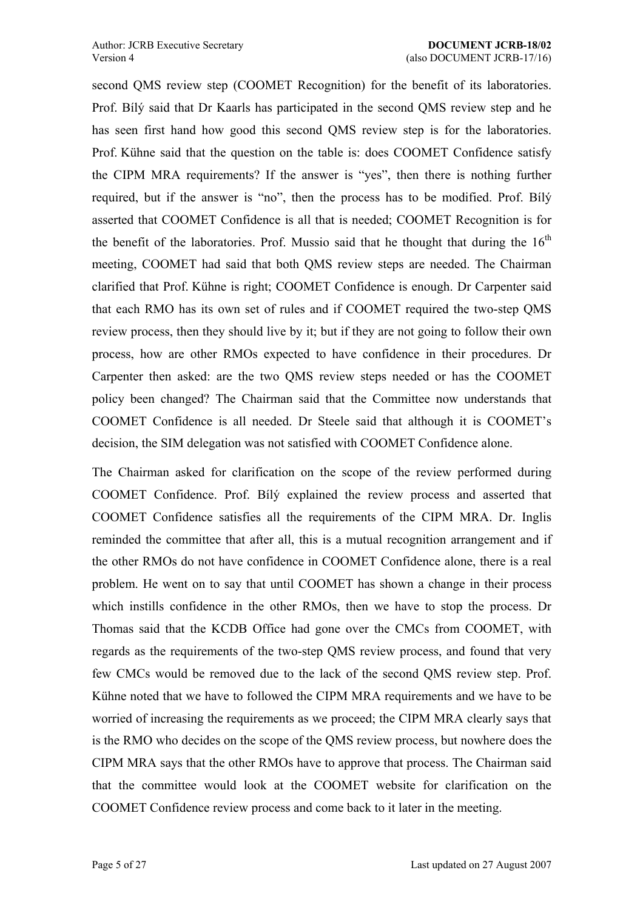second QMS review step (COOMET Recognition) for the benefit of its laboratories. Prof. Bílý said that Dr Kaarls has participated in the second QMS review step and he has seen first hand how good this second QMS review step is for the laboratories. Prof. Kühne said that the question on the table is: does COOMET Confidence satisfy the CIPM MRA requirements? If the answer is "yes", then there is nothing further required, but if the answer is "no", then the process has to be modified. Prof. Bílý asserted that COOMET Confidence is all that is needed; COOMET Recognition is for the benefit of the laboratories. Prof. Mussio said that he thought that during the 16th meeting, COOMET had said that both QMS review steps are needed. The Chairman clarified that Prof. Kühne is right; COOMET Confidence is enough. Dr Carpenter said that each RMO has its own set of rules and if COOMET required the two-step QMS review process, then they should live by it; but if they are not going to follow their own process, how are other RMOs expected to have confidence in their procedures. Dr Carpenter then asked: are the two QMS review steps needed or has the COOMET policy been changed? The Chairman said that the Committee now understands that COOMET Confidence is all needed. Dr Steele said that although it is COOMET's decision, the SIM delegation was not satisfied with COOMET Confidence alone.

The Chairman asked for clarification on the scope of the review performed during COOMET Confidence. Prof. Bílý explained the review process and asserted that COOMET Confidence satisfies all the requirements of the CIPM MRA. Dr. Inglis reminded the committee that after all, this is a mutual recognition arrangement and if the other RMOs do not have confidence in COOMET Confidence alone, there is a real problem. He went on to say that until COOMET has shown a change in their process which instills confidence in the other RMOs, then we have to stop the process. Dr Thomas said that the KCDB Office had gone over the CMCs from COOMET, with regards as the requirements of the two-step QMS review process, and found that very few CMCs would be removed due to the lack of the second QMS review step. Prof. Kühne noted that we have to followed the CIPM MRA requirements and we have to be worried of increasing the requirements as we proceed; the CIPM MRA clearly says that is the RMO who decides on the scope of the QMS review process, but nowhere does the CIPM MRA says that the other RMOs have to approve that process. The Chairman said that the committee would look at the COOMET website for clarification on the COOMET Confidence review process and come back to it later in the meeting.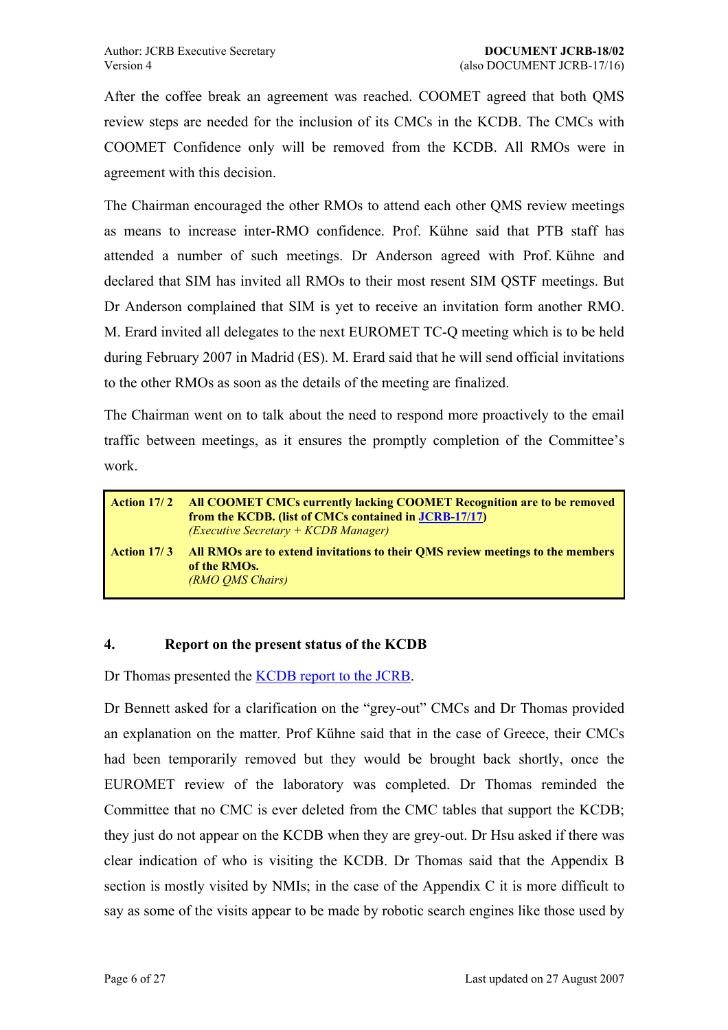After the coffee break an agreement was reached. COOMET agreed that both QMS review steps are needed for the inclusion of its CMCs in the KCDB. The CMCs with COOMET Confidence only will be removed from the KCDB. All RMOs were in agreement with this decision.

The Chairman encouraged the other RMOs to attend each other QMS review meetings as means to increase inter-RMO confidence. Prof. Kühne said that PTB staff has attended a number of such meetings. Dr Anderson agreed with Prof. Kühne and declared that SIM has invited all RMOs to their most resent SIM QSTF meetings. But Dr Anderson complained that SIM is yet to receive an invitation form another RMO. M. Erard invited all delegates to the next EUROMET TC-Q meeting which is to be held during February 2007 in Madrid (ES). M. Erard said that he will send official invitations to the other RMOs as soon as the details of the meeting are finalized.

The Chairman went on to talk about the need to respond more proactively to the email traffic between meetings, as it ensures the promptly completion of the Committee's work.

| | |
|---|---|
| **Action 17/ 2** | **All COOMET CMCs currently lacking COOMET Recognition are to be removed from the KCDB. (list of CMCs contained in JCRB-17/17)** *(Executive Secretary + KCDB Manager)* |
| **Action 17/ 3** | **All RMOs are to extend invitations to their QMS review meetings to the members of the RMOs.** *(RMO QMS Chairs)* |

## 4. Report on the present status of the KCDB

Dr Thomas presented the KCDB report to the JCRB.

Dr Bennett asked for a clarification on the "grey-out" CMCs and Dr Thomas provided an explanation on the matter. Prof Kühne said that in the case of Greece, their CMCs had been temporarily removed but they would be brought back shortly, once the EUROMET review of the laboratory was completed. Dr Thomas reminded the Committee that no CMC is ever deleted from the CMC tables that support the KCDB; they just do not appear on the KCDB when they are grey-out. Dr Hsu asked if there was clear indication of who is visiting the KCDB. Dr Thomas said that the Appendix B section is mostly visited by NMIs; in the case of the Appendix C it is more difficult to say as some of the visits appear to be made by robotic search engines like those used by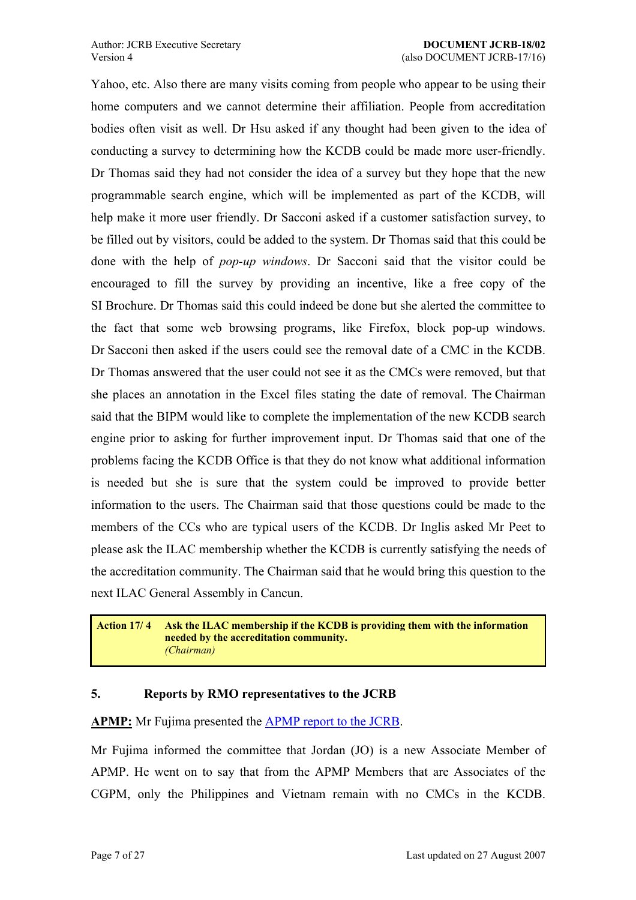Yahoo, etc. Also there are many visits coming from people who appear to be using their home computers and we cannot determine their affiliation. People from accreditation bodies often visit as well. Dr Hsu asked if any thought had been given to the idea of conducting a survey to determining how the KCDB could be made more user-friendly. Dr Thomas said they had not consider the idea of a survey but they hope that the new programmable search engine, which will be implemented as part of the KCDB, will help make it more user friendly. Dr Sacconi asked if a customer satisfaction survey, to be filled out by visitors, could be added to the system. Dr Thomas said that this could be done with the help of *pop-up windows*. Dr Sacconi said that the visitor could be encouraged to fill the survey by providing an incentive, like a free copy of the SI Brochure. Dr Thomas said this could indeed be done but she alerted the committee to the fact that some web browsing programs, like Firefox, block pop-up windows. Dr Sacconi then asked if the users could see the removal date of a CMC in the KCDB. Dr Thomas answered that the user could not see it as the CMCs were removed, but that she places an annotation in the Excel files stating the date of removal. The Chairman said that the BIPM would like to complete the implementation of the new KCDB search engine prior to asking for further improvement input. Dr Thomas said that one of the problems facing the KCDB Office is that they do not know what additional information is needed but she is sure that the system could be improved to provide better information to the users. The Chairman said that those questions could be made to the members of the CCs who are typical users of the KCDB. Dr Inglis asked Mr Peet to please ask the ILAC membership whether the KCDB is currently satisfying the needs of the accreditation community. The Chairman said that he would bring this question to the next ILAC General Assembly in Cancun.

| **Action 17/ 4** | **Ask the ILAC membership if the KCDB is providing them with the information needed by the accreditation community.** *(Chairman)* |
|---|---|

## 5. Reports by RMO representatives to the JCRB

**APMP:** Mr Fujima presented the APMP report to the JCRB.

Mr Fujima informed the committee that Jordan (JO) is a new Associate Member of APMP. He went on to say that from the APMP Members that are Associates of the CGPM, only the Philippines and Vietnam remain with no CMCs in the KCDB.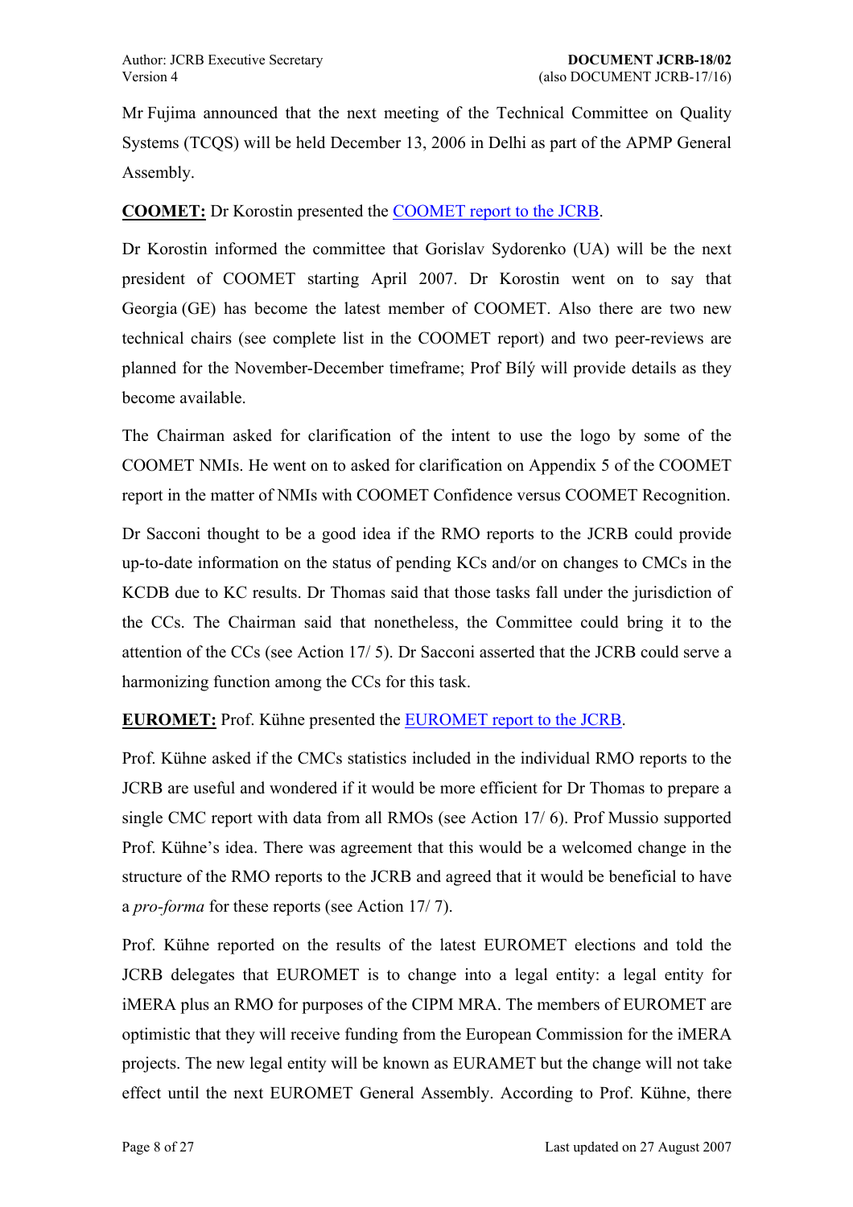Mr Fujima announced that the next meeting of the Technical Committee on Quality Systems (TCQS) will be held December 13, 2006 in Delhi as part of the APMP General Assembly.

**COOMET:** Dr Korostin presented the COOMET report to the JCRB.

Dr Korostin informed the committee that Gorislav Sydorenko (UA) will be the next president of COOMET starting April 2007. Dr Korostin went on to say that Georgia (GE) has become the latest member of COOMET. Also there are two new technical chairs (see complete list in the COOMET report) and two peer-reviews are planned for the November-December timeframe; Prof Bílý will provide details as they become available.

The Chairman asked for clarification of the intent to use the logo by some of the COOMET NMIs. He went on to asked for clarification on Appendix 5 of the COOMET report in the matter of NMIs with COOMET Confidence versus COOMET Recognition.

Dr Sacconi thought to be a good idea if the RMO reports to the JCRB could provide up-to-date information on the status of pending KCs and/or on changes to CMCs in the KCDB due to KC results. Dr Thomas said that those tasks fall under the jurisdiction of the CCs. The Chairman said that nonetheless, the Committee could bring it to the attention of the CCs (see Action 17/ 5). Dr Sacconi asserted that the JCRB could serve a harmonizing function among the CCs for this task.

**EUROMET:** Prof. Kühne presented the EUROMET report to the JCRB.

Prof. Kühne asked if the CMCs statistics included in the individual RMO reports to the JCRB are useful and wondered if it would be more efficient for Dr Thomas to prepare a single CMC report with data from all RMOs (see Action 17/ 6). Prof Mussio supported Prof. Kühne's idea. There was agreement that this would be a welcomed change in the structure of the RMO reports to the JCRB and agreed that it would be beneficial to have a *pro-forma* for these reports (see Action 17/ 7).

Prof. Kühne reported on the results of the latest EUROMET elections and told the JCRB delegates that EUROMET is to change into a legal entity: a legal entity for iMERA plus an RMO for purposes of the CIPM MRA. The members of EUROMET are optimistic that they will receive funding from the European Commission for the iMERA projects. The new legal entity will be known as EURAMET but the change will not take effect until the next EUROMET General Assembly. According to Prof. Kühne, there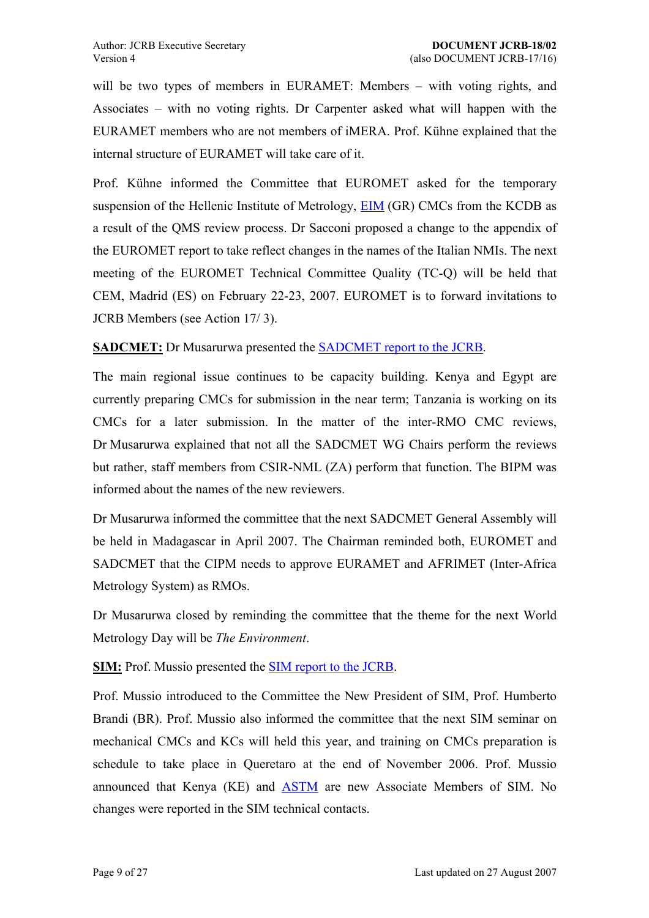will be two types of members in EURAMET: Members – with voting rights, and Associates – with no voting rights. Dr Carpenter asked what will happen with the EURAMET members who are not members of iMERA. Prof. Kühne explained that the internal structure of EURAMET will take care of it.

Prof. Kühne informed the Committee that EUROMET asked for the temporary suspension of the Hellenic Institute of Metrology, EIM (GR) CMCs from the KCDB as a result of the QMS review process. Dr Sacconi proposed a change to the appendix of the EUROMET report to take reflect changes in the names of the Italian NMIs. The next meeting of the EUROMET Technical Committee Quality (TC-Q) will be held that CEM, Madrid (ES) on February 22-23, 2007. EUROMET is to forward invitations to JCRB Members (see Action 17/ 3).

**SADCMET:** Dr Musarurwa presented the SADCMET report to the JCRB.

The main regional issue continues to be capacity building. Kenya and Egypt are currently preparing CMCs for submission in the near term; Tanzania is working on its CMCs for a later submission. In the matter of the inter-RMO CMC reviews, Dr Musarurwa explained that not all the SADCMET WG Chairs perform the reviews but rather, staff members from CSIR-NML (ZA) perform that function. The BIPM was informed about the names of the new reviewers.

Dr Musarurwa informed the committee that the next SADCMET General Assembly will be held in Madagascar in April 2007. The Chairman reminded both, EUROMET and SADCMET that the CIPM needs to approve EURAMET and AFRIMET (Inter-Africa Metrology System) as RMOs.

Dr Musarurwa closed by reminding the committee that the theme for the next World Metrology Day will be *The Environment*.

**SIM:** Prof. Mussio presented the SIM report to the JCRB.

Prof. Mussio introduced to the Committee the New President of SIM, Prof. Humberto Brandi (BR). Prof. Mussio also informed the committee that the next SIM seminar on mechanical CMCs and KCs will held this year, and training on CMCs preparation is schedule to take place in Queretaro at the end of November 2006. Prof. Mussio announced that Kenya (KE) and ASTM are new Associate Members of SIM. No changes were reported in the SIM technical contacts.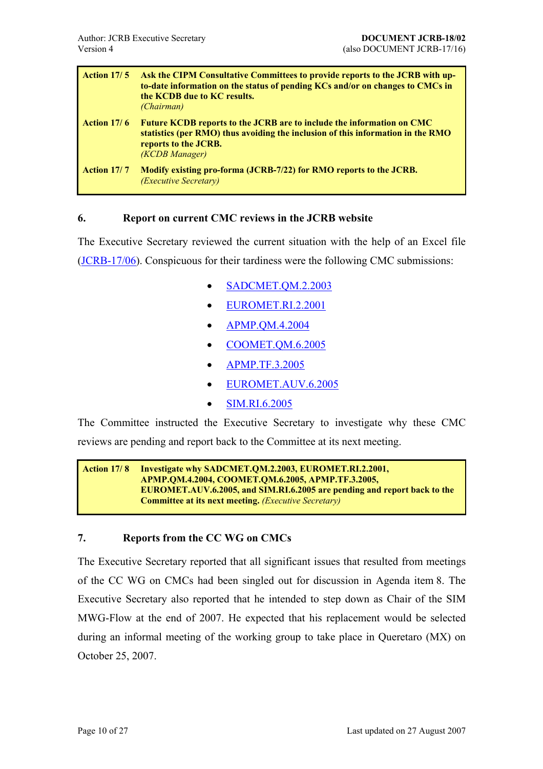| | |
|---|---|
| **Action 17/ 5** | **Ask the CIPM Consultative Committees to provide reports to the JCRB with up-to-date information on the status of pending KCs and/or on changes to CMCs in the KCDB due to KC results.** *(Chairman)* |
| **Action 17/ 6** | **Future KCDB reports to the JCRB are to include the information on CMC statistics (per RMO) thus avoiding the inclusion of this information in the RMO reports to the JCRB.** *(KCDB Manager)* |
| **Action 17/ 7** | **Modify existing pro-forma (JCRB-7/22) for RMO reports to the JCRB.** *(Executive Secretary)* |

## 6. Report on current CMC reviews in the JCRB website

The Executive Secretary reviewed the current situation with the help of an Excel file (JCRB-17/06). Conspicuous for their tardiness were the following CMC submissions:

- SADCMET.QM.2.2003
- EUROMET.RI.2.2001
- APMP.QM.4.2004
- COOMET.QM.6.2005
- APMP.TF.3.2005
- EUROMET.AUV.6.2005
- SIM.RI.6.2005

The Committee instructed the Executive Secretary to investigate why these CMC reviews are pending and report back to the Committee at its next meeting.

| | |
|---|---|
| **Action 17/ 8** | **Investigate why SADCMET.QM.2.2003, EUROMET.RI.2.2001, APMP.QM.4.2004, COOMET.QM.6.2005, APMP.TF.3.2005, EUROMET.AUV.6.2005, and SIM.RI.6.2005 are pending and report back to the Committee at its next meeting.** *(Executive Secretary)* |

## 7. Reports from the CC WG on CMCs

The Executive Secretary reported that all significant issues that resulted from meetings of the CC WG on CMCs had been singled out for discussion in Agenda item 8. The Executive Secretary also reported that he intended to step down as Chair of the SIM MWG-Flow at the end of 2007. He expected that his replacement would be selected during an informal meeting of the working group to take place in Queretaro (MX) on October 25, 2007.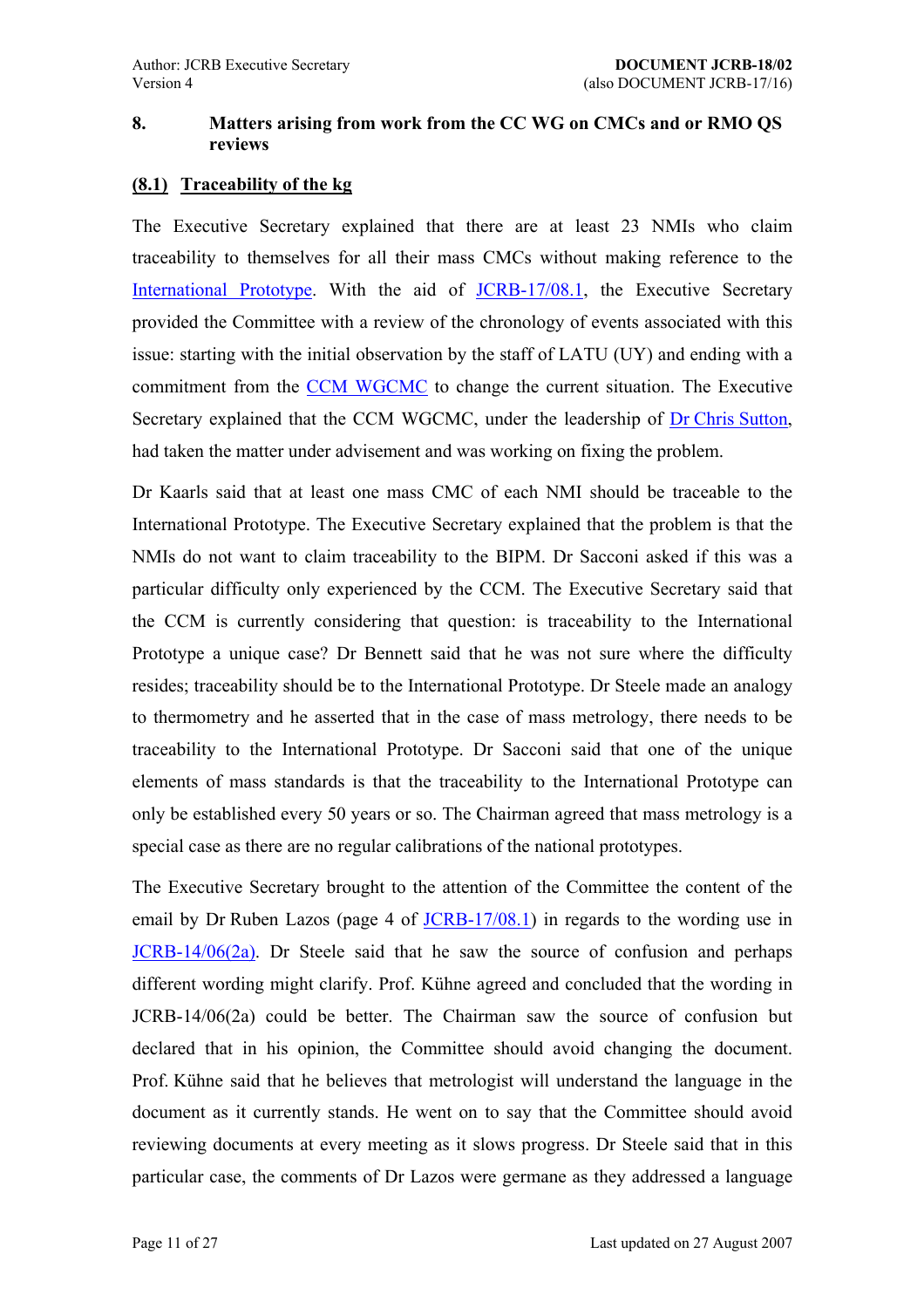## 8. Matters arising from work from the CC WG on CMCs and or RMO QS reviews

### (8.1) Traceability of the kg

The Executive Secretary explained that there are at least 23 NMIs who claim traceability to themselves for all their mass CMCs without making reference to the International Prototype. With the aid of JCRB-17/08.1, the Executive Secretary provided the Committee with a review of the chronology of events associated with this issue: starting with the initial observation by the staff of LATU (UY) and ending with a commitment from the CCM WGCMC to change the current situation. The Executive Secretary explained that the CCM WGCMC, under the leadership of Dr Chris Sutton, had taken the matter under advisement and was working on fixing the problem.

Dr Kaarls said that at least one mass CMC of each NMI should be traceable to the International Prototype. The Executive Secretary explained that the problem is that the NMIs do not want to claim traceability to the BIPM. Dr Sacconi asked if this was a particular difficulty only experienced by the CCM. The Executive Secretary said that the CCM is currently considering that question: is traceability to the International Prototype a unique case? Dr Bennett said that he was not sure where the difficulty resides; traceability should be to the International Prototype. Dr Steele made an analogy to thermometry and he asserted that in the case of mass metrology, there needs to be traceability to the International Prototype. Dr Sacconi said that one of the unique elements of mass standards is that the traceability to the International Prototype can only be established every 50 years or so. The Chairman agreed that mass metrology is a special case as there are no regular calibrations of the national prototypes.

The Executive Secretary brought to the attention of the Committee the content of the email by Dr Ruben Lazos (page 4 of JCRB-17/08.1) in regards to the wording use in JCRB-14/06(2a). Dr Steele said that he saw the source of confusion and perhaps different wording might clarify. Prof. Kühne agreed and concluded that the wording in JCRB-14/06(2a) could be better. The Chairman saw the source of confusion but declared that in his opinion, the Committee should avoid changing the document. Prof. Kühne said that he believes that metrologist will understand the language in the document as it currently stands. He went on to say that the Committee should avoid reviewing documents at every meeting as it slows progress. Dr Steele said that in this particular case, the comments of Dr Lazos were germane as they addressed a language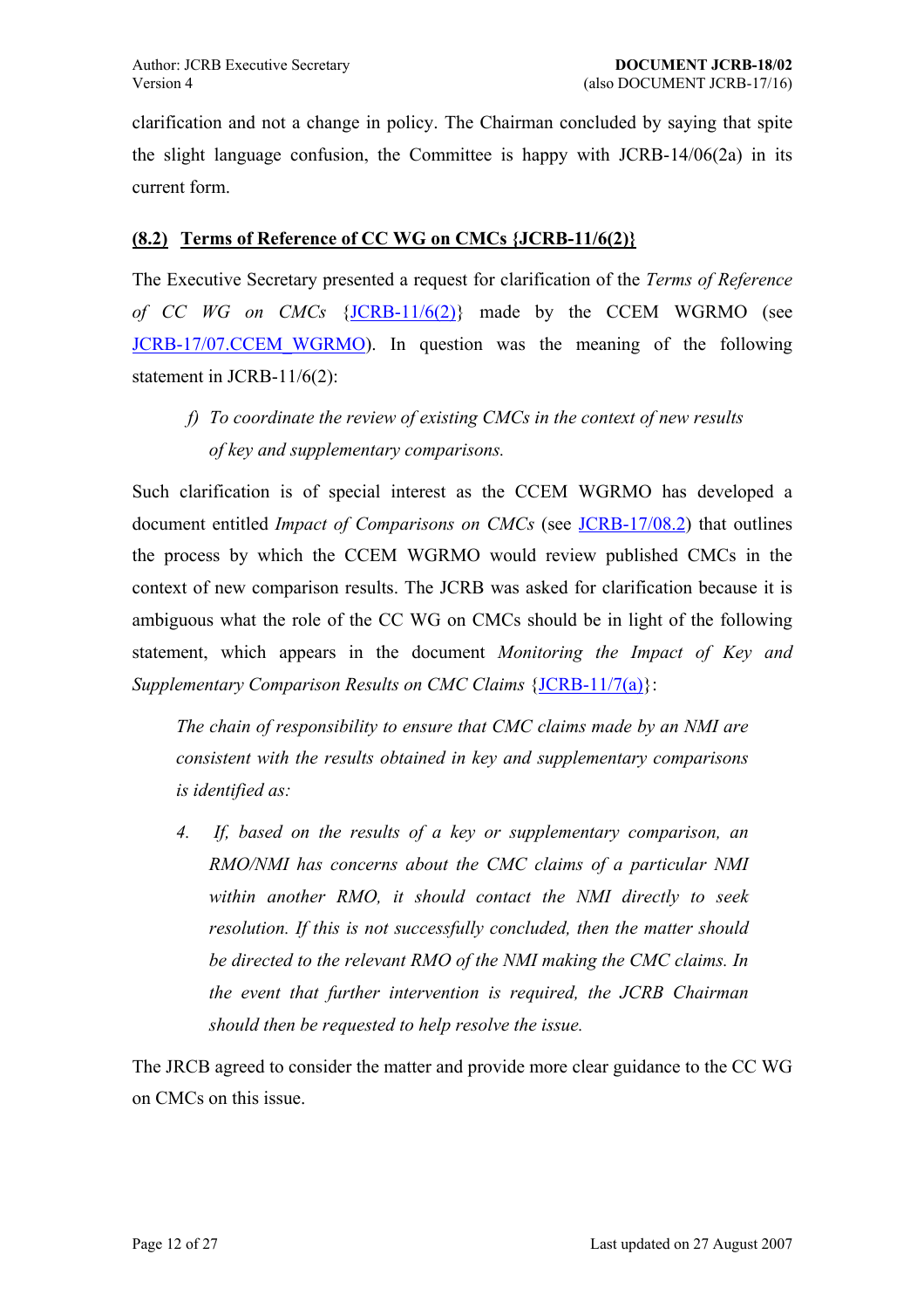clarification and not a change in policy. The Chairman concluded by saying that spite the slight language confusion, the Committee is happy with JCRB-14/06(2a) in its current form.

### **(8.2)** **Terms of Reference of CC WG on CMCs {JCRB-11/6(2)}**

The Executive Secretary presented a request for clarification of the *Terms of Reference of CC WG on CMCs* {JCRB-11/6(2)} made by the CCEM WGRMO (see JCRB-17/07.CCEM_WGRMO). In question was the meaning of the following statement in JCRB-11/6(2):

> *f) To coordinate the review of existing CMCs in the context of new results of key and supplementary comparisons.*

Such clarification is of special interest as the CCEM WGRMO has developed a document entitled *Impact of Comparisons on CMCs* (see JCRB-17/08.2) that outlines the process by which the CCEM WGRMO would review published CMCs in the context of new comparison results. The JCRB was asked for clarification because it is ambiguous what the role of the CC WG on CMCs should be in light of the following statement, which appears in the document *Monitoring the Impact of Key and Supplementary Comparison Results on CMC Claims* {JCRB-11/7(a)}:

> *The chain of responsibility to ensure that CMC claims made by an NMI are consistent with the results obtained in key and supplementary comparisons is identified as:*
>
> *4. If, based on the results of a key or supplementary comparison, an RMO/NMI has concerns about the CMC claims of a particular NMI within another RMO, it should contact the NMI directly to seek resolution. If this is not successfully concluded, then the matter should be directed to the relevant RMO of the NMI making the CMC claims. In the event that further intervention is required, the JCRB Chairman should then be requested to help resolve the issue.*

The JRCB agreed to consider the matter and provide more clear guidance to the CC WG on CMCs on this issue.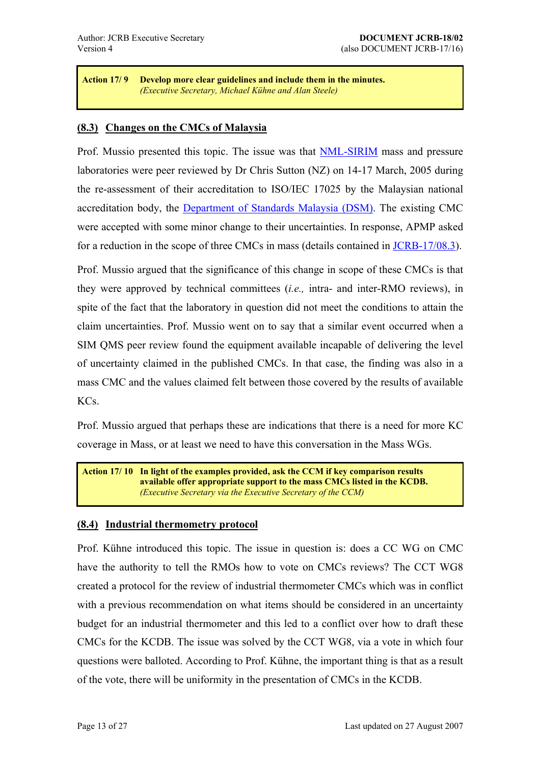> **Action 17/ 9** **Develop more clear guidelines and include them in the minutes.**
> *(Executive Secretary, Michael Kühne and Alan Steele)*

## (8.3) Changes on the CMCs of Malaysia

Prof. Mussio presented this topic. The issue was that NML-SIRIM mass and pressure laboratories were peer reviewed by Dr Chris Sutton (NZ) on 14-17 March, 2005 during the re-assessment of their accreditation to ISO/IEC 17025 by the Malaysian national accreditation body, the Department of Standards Malaysia (DSM). The existing CMC were accepted with some minor change to their uncertainties. In response, APMP asked for a reduction in the scope of three CMCs in mass (details contained in JCRB-17/08.3).

Prof. Mussio argued that the significance of this change in scope of these CMCs is that they were approved by technical committees (*i.e.,* intra- and inter-RMO reviews), in spite of the fact that the laboratory in question did not meet the conditions to attain the claim uncertainties. Prof. Mussio went on to say that a similar event occurred when a SIM QMS peer review found the equipment available incapable of delivering the level of uncertainty claimed in the published CMCs. In that case, the finding was also in a mass CMC and the values claimed felt between those covered by the results of available KCs.

Prof. Mussio argued that perhaps these are indications that there is a need for more KC coverage in Mass, or at least we need to have this conversation in the Mass WGs.

> **Action 17/ 10** **In light of the examples provided, ask the CCM if key comparison results available offer appropriate support to the mass CMCs listed in the KCDB.**
> *(Executive Secretary via the Executive Secretary of the CCM)*

## (8.4) Industrial thermometry protocol

Prof. Kühne introduced this topic. The issue in question is: does a CC WG on CMC have the authority to tell the RMOs how to vote on CMCs reviews? The CCT WG8 created a protocol for the review of industrial thermometer CMCs which was in conflict with a previous recommendation on what items should be considered in an uncertainty budget for an industrial thermometer and this led to a conflict over how to draft these CMCs for the KCDB. The issue was solved by the CCT WG8, via a vote in which four questions were balloted. According to Prof. Kühne, the important thing is that as a result of the vote, there will be uniformity in the presentation of CMCs in the KCDB.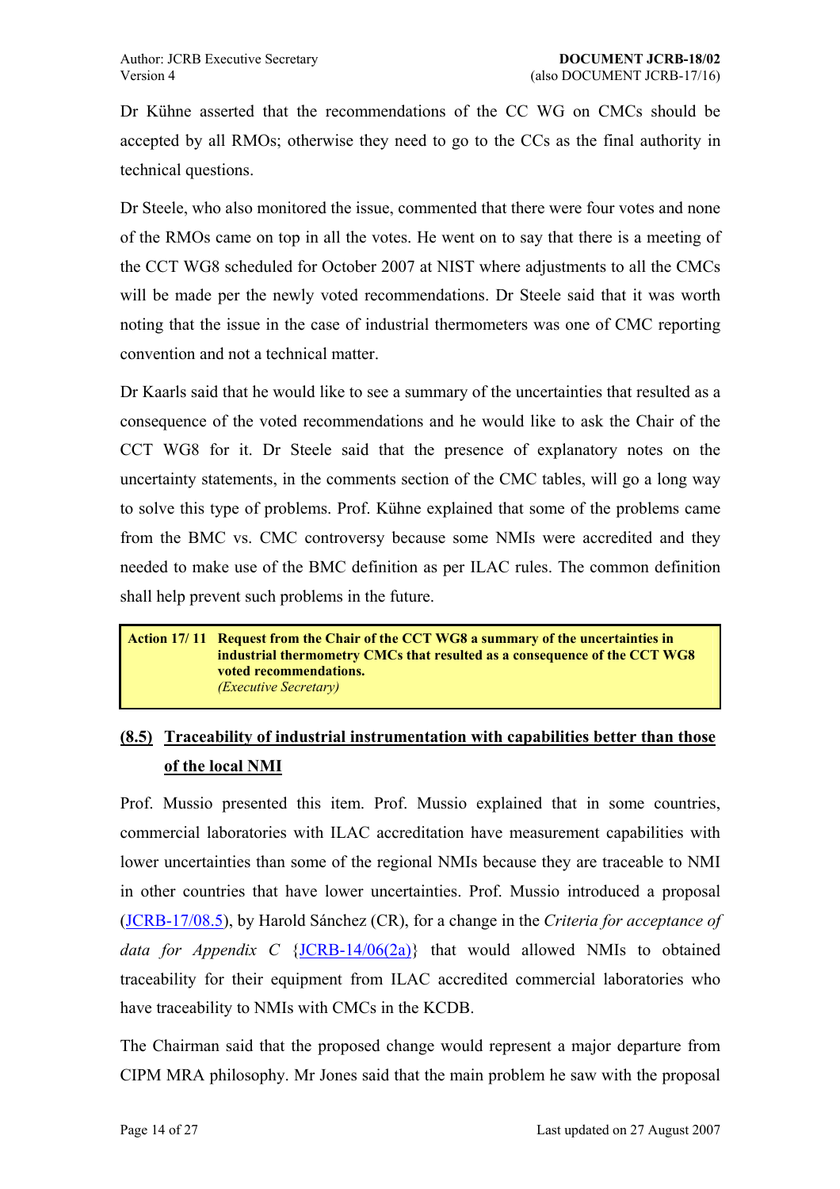Dr Kühne asserted that the recommendations of the CC WG on CMCs should be accepted by all RMOs; otherwise they need to go to the CCs as the final authority in technical questions.

Dr Steele, who also monitored the issue, commented that there were four votes and none of the RMOs came on top in all the votes. He went on to say that there is a meeting of the CCT WG8 scheduled for October 2007 at NIST where adjustments to all the CMCs will be made per the newly voted recommendations. Dr Steele said that it was worth noting that the issue in the case of industrial thermometers was one of CMC reporting convention and not a technical matter.

Dr Kaarls said that he would like to see a summary of the uncertainties that resulted as a consequence of the voted recommendations and he would like to ask the Chair of the CCT WG8 for it. Dr Steele said that the presence of explanatory notes on the uncertainty statements, in the comments section of the CMC tables, will go a long way to solve this type of problems. Prof. Kühne explained that some of the problems came from the BMC vs. CMC controversy because some NMIs were accredited and they needed to make use of the BMC definition as per ILAC rules. The common definition shall help prevent such problems in the future.

| **Action 17/ 11** | **Request from the Chair of the CCT WG8 a summary of the uncertainties in industrial thermometry CMCs that resulted as a consequence of the CCT WG8 voted recommendations.** *(Executive Secretary)* |
|---|---|

### (8.5) Traceability of industrial instrumentation with capabilities better than those of the local NMI

Prof. Mussio presented this item. Prof. Mussio explained that in some countries, commercial laboratories with ILAC accreditation have measurement capabilities with lower uncertainties than some of the regional NMIs because they are traceable to NMI in other countries that have lower uncertainties. Prof. Mussio introduced a proposal (JCRB-17/08.5), by Harold Sánchez (CR), for a change in the *Criteria for acceptance of data for Appendix C* {JCRB-14/06(2a)} that would allowed NMIs to obtained traceability for their equipment from ILAC accredited commercial laboratories who have traceability to NMIs with CMCs in the KCDB.

The Chairman said that the proposed change would represent a major departure from CIPM MRA philosophy. Mr Jones said that the main problem he saw with the proposal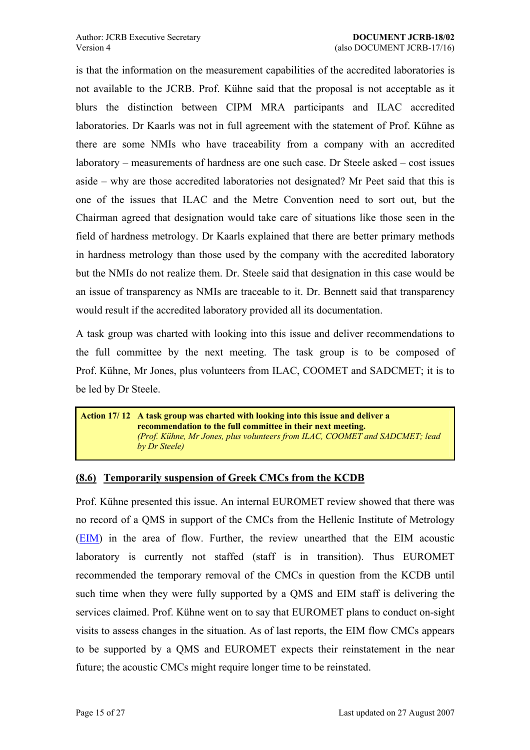is that the information on the measurement capabilities of the accredited laboratories is not available to the JCRB. Prof. Kühne said that the proposal is not acceptable as it blurs the distinction between CIPM MRA participants and ILAC accredited laboratories. Dr Kaarls was not in full agreement with the statement of Prof. Kühne as there are some NMIs who have traceability from a company with an accredited laboratory – measurements of hardness are one such case. Dr Steele asked – cost issues aside – why are those accredited laboratories not designated? Mr Peet said that this is one of the issues that ILAC and the Metre Convention need to sort out, but the Chairman agreed that designation would take care of situations like those seen in the field of hardness metrology. Dr Kaarls explained that there are better primary methods in hardness metrology than those used by the company with the accredited laboratory but the NMIs do not realize them. Dr. Steele said that designation in this case would be an issue of transparency as NMIs are traceable to it. Dr. Bennett said that transparency would result if the accredited laboratory provided all its documentation.

A task group was charted with looking into this issue and deliver recommendations to the full committee by the next meeting. The task group is to be composed of Prof. Kühne, Mr Jones, plus volunteers from ILAC, COOMET and SADCMET; it is to be led by Dr Steele.

> **Action 17/ 12** **A task group was charted with looking into this issue and deliver a recommendation to the full committee in their next meeting.**
> *(Prof. Kühne, Mr Jones, plus volunteers from ILAC, COOMET and SADCMET; lead by Dr Steele)*

## (8.6) Temporarily suspension of Greek CMCs from the KCDB

Prof. Kühne presented this issue. An internal EUROMET review showed that there was no record of a QMS in support of the CMCs from the Hellenic Institute of Metrology (EIM) in the area of flow. Further, the review unearthed that the EIM acoustic laboratory is currently not staffed (staff is in transition). Thus EUROMET recommended the temporary removal of the CMCs in question from the KCDB until such time when they were fully supported by a QMS and EIM staff is delivering the services claimed. Prof. Kühne went on to say that EUROMET plans to conduct on-sight visits to assess changes in the situation. As of last reports, the EIM flow CMCs appears to be supported by a QMS and EUROMET expects their reinstatement in the near future; the acoustic CMCs might require longer time to be reinstated.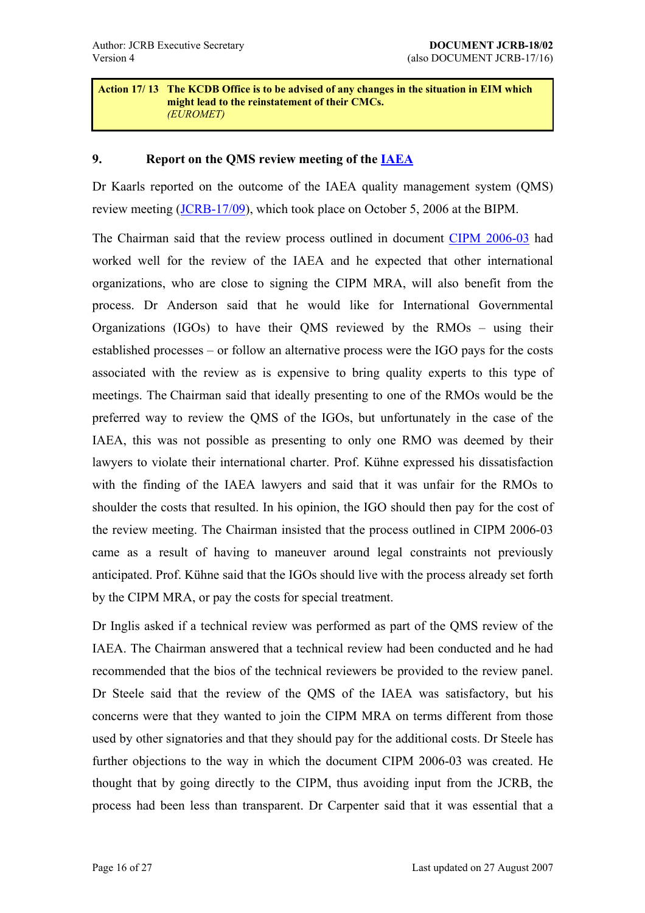**Action 17/ 13 The KCDB Office is to be advised of any changes in the situation in EIM which might lead to the reinstatement of their CMCs.**
*(EUROMET)*

## 9. Report on the QMS review meeting of the IAEA

Dr Kaarls reported on the outcome of the IAEA quality management system (QMS) review meeting (JCRB-17/09), which took place on October 5, 2006 at the BIPM.

The Chairman said that the review process outlined in document CIPM 2006-03 had worked well for the review of the IAEA and he expected that other international organizations, who are close to signing the CIPM MRA, will also benefit from the process. Dr Anderson said that he would like for International Governmental Organizations (IGOs) to have their QMS reviewed by the RMOs – using their established processes – or follow an alternative process were the IGO pays for the costs associated with the review as is expensive to bring quality experts to this type of meetings. The Chairman said that ideally presenting to one of the RMOs would be the preferred way to review the QMS of the IGOs, but unfortunately in the case of the IAEA, this was not possible as presenting to only one RMO was deemed by their lawyers to violate their international charter. Prof. Kühne expressed his dissatisfaction with the finding of the IAEA lawyers and said that it was unfair for the RMOs to shoulder the costs that resulted. In his opinion, the IGO should then pay for the cost of the review meeting. The Chairman insisted that the process outlined in CIPM 2006-03 came as a result of having to maneuver around legal constraints not previously anticipated. Prof. Kühne said that the IGOs should live with the process already set forth by the CIPM MRA, or pay the costs for special treatment.

Dr Inglis asked if a technical review was performed as part of the QMS review of the IAEA. The Chairman answered that a technical review had been conducted and he had recommended that the bios of the technical reviewers be provided to the review panel. Dr Steele said that the review of the QMS of the IAEA was satisfactory, but his concerns were that they wanted to join the CIPM MRA on terms different from those used by other signatories and that they should pay for the additional costs. Dr Steele has further objections to the way in which the document CIPM 2006-03 was created. He thought that by going directly to the CIPM, thus avoiding input from the JCRB, the process had been less than transparent. Dr Carpenter said that it was essential that a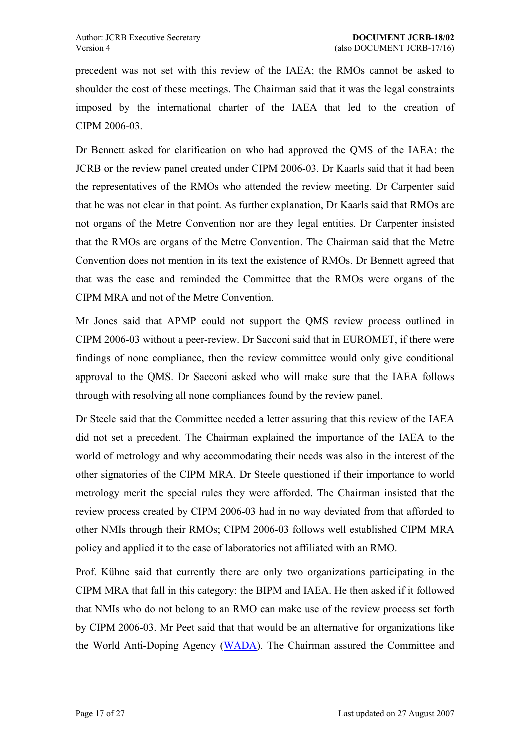precedent was not set with this review of the IAEA; the RMOs cannot be asked to shoulder the cost of these meetings. The Chairman said that it was the legal constraints imposed by the international charter of the IAEA that led to the creation of CIPM 2006-03.

Dr Bennett asked for clarification on who had approved the QMS of the IAEA: the JCRB or the review panel created under CIPM 2006-03. Dr Kaarls said that it had been the representatives of the RMOs who attended the review meeting. Dr Carpenter said that he was not clear in that point. As further explanation, Dr Kaarls said that RMOs are not organs of the Metre Convention nor are they legal entities. Dr Carpenter insisted that the RMOs are organs of the Metre Convention. The Chairman said that the Metre Convention does not mention in its text the existence of RMOs. Dr Bennett agreed that that was the case and reminded the Committee that the RMOs were organs of the CIPM MRA and not of the Metre Convention.

Mr Jones said that APMP could not support the QMS review process outlined in CIPM 2006-03 without a peer-review. Dr Sacconi said that in EUROMET, if there were findings of none compliance, then the review committee would only give conditional approval to the QMS. Dr Sacconi asked who will make sure that the IAEA follows through with resolving all none compliances found by the review panel.

Dr Steele said that the Committee needed a letter assuring that this review of the IAEA did not set a precedent. The Chairman explained the importance of the IAEA to the world of metrology and why accommodating their needs was also in the interest of the other signatories of the CIPM MRA. Dr Steele questioned if their importance to world metrology merit the special rules they were afforded. The Chairman insisted that the review process created by CIPM 2006-03 had in no way deviated from that afforded to other NMIs through their RMOs; CIPM 2006-03 follows well established CIPM MRA policy and applied it to the case of laboratories not affiliated with an RMO.

Prof. Kühne said that currently there are only two organizations participating in the CIPM MRA that fall in this category: the BIPM and IAEA. He then asked if it followed that NMIs who do not belong to an RMO can make use of the review process set forth by CIPM 2006-03. Mr Peet said that that would be an alternative for organizations like the World Anti-Doping Agency (WADA). The Chairman assured the Committee and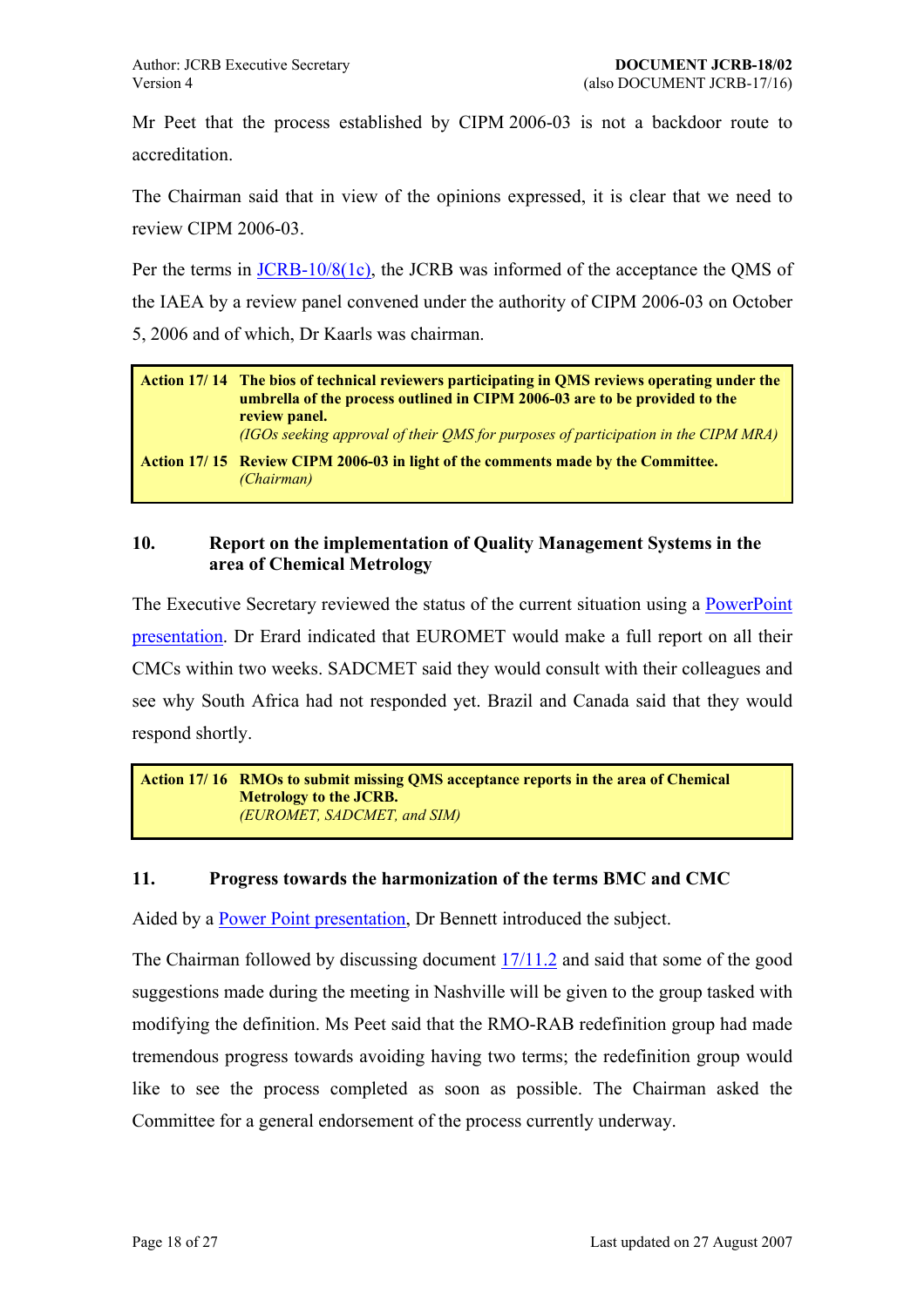Mr Peet that the process established by CIPM 2006-03 is not a backdoor route to accreditation.

The Chairman said that in view of the opinions expressed, it is clear that we need to review CIPM 2006-03.

Per the terms in JCRB-10/8(1c), the JCRB was informed of the acceptance the QMS of the IAEA by a review panel convened under the authority of CIPM 2006-03 on October 5, 2006 and of which, Dr Kaarls was chairman.

| | |
|---|---|
| **Action 17/ 14** | **The bios of technical reviewers participating in QMS reviews operating under the umbrella of the process outlined in CIPM 2006-03 are to be provided to the review panel.** *(IGOs seeking approval of their QMS for purposes of participation in the CIPM MRA)* |
| **Action 17/ 15** | **Review CIPM 2006-03 in light of the comments made by the Committee.** *(Chairman)* |

## 10. Report on the implementation of Quality Management Systems in the area of Chemical Metrology

The Executive Secretary reviewed the status of the current situation using a PowerPoint presentation. Dr Erard indicated that EUROMET would make a full report on all their CMCs within two weeks. SADCMET said they would consult with their colleagues and see why South Africa had not responded yet. Brazil and Canada said that they would respond shortly.

| | |
|---|---|
| **Action 17/ 16** | **RMOs to submit missing QMS acceptance reports in the area of Chemical Metrology to the JCRB.** *(EUROMET, SADCMET, and SIM)* |

## 11. Progress towards the harmonization of the terms BMC and CMC

Aided by a Power Point presentation, Dr Bennett introduced the subject.

The Chairman followed by discussing document 17/11.2 and said that some of the good suggestions made during the meeting in Nashville will be given to the group tasked with modifying the definition. Ms Peet said that the RMO-RAB redefinition group had made tremendous progress towards avoiding having two terms; the redefinition group would like to see the process completed as soon as possible. The Chairman asked the Committee for a general endorsement of the process currently underway.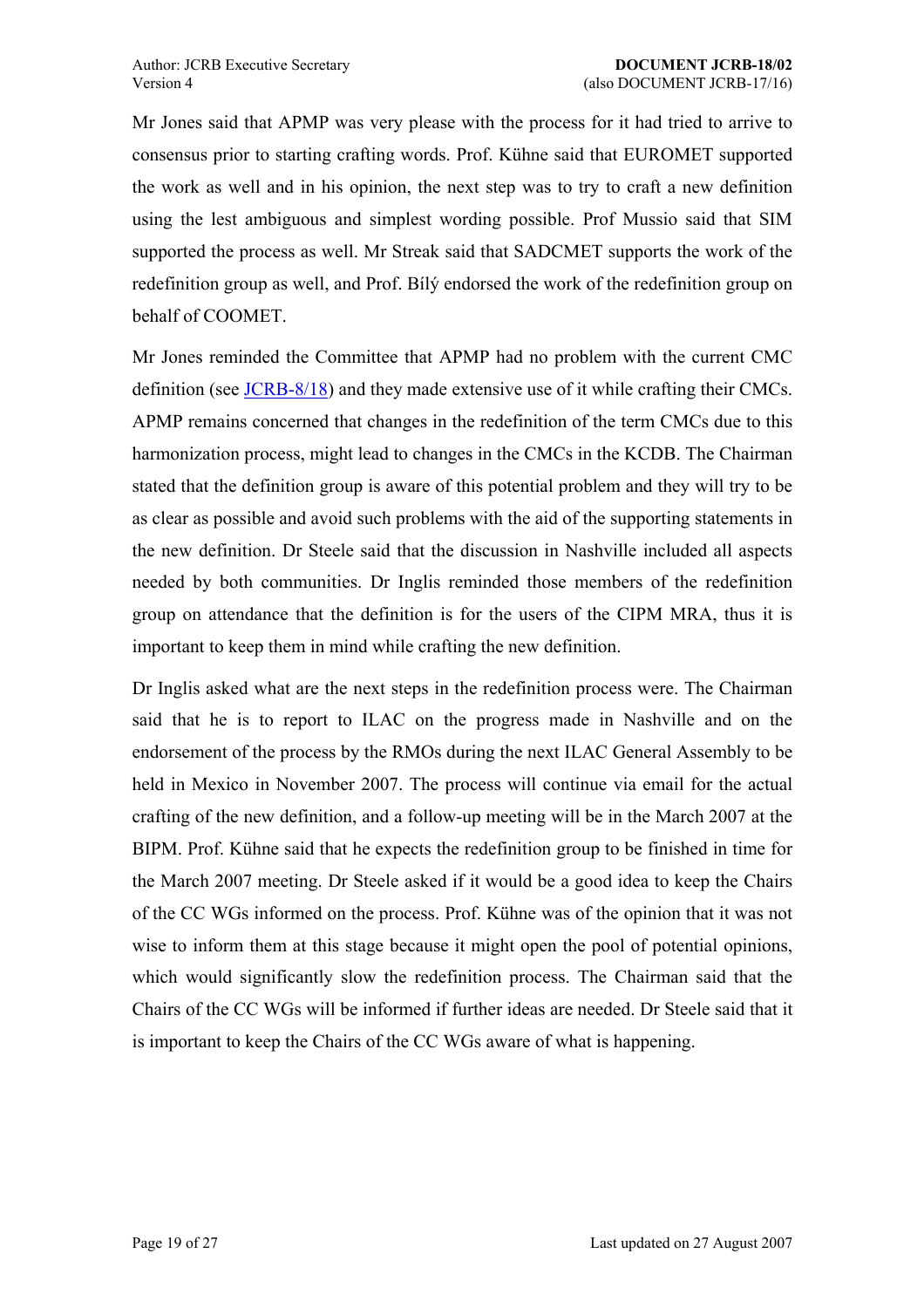Mr Jones said that APMP was very please with the process for it had tried to arrive to consensus prior to starting crafting words. Prof. Kühne said that EUROMET supported the work as well and in his opinion, the next step was to try to craft a new definition using the lest ambiguous and simplest wording possible. Prof Mussio said that SIM supported the process as well. Mr Streak said that SADCMET supports the work of the redefinition group as well, and Prof. Bílý endorsed the work of the redefinition group on behalf of COOMET.

Mr Jones reminded the Committee that APMP had no problem with the current CMC definition (see JCRB-8/18) and they made extensive use of it while crafting their CMCs. APMP remains concerned that changes in the redefinition of the term CMCs due to this harmonization process, might lead to changes in the CMCs in the KCDB. The Chairman stated that the definition group is aware of this potential problem and they will try to be as clear as possible and avoid such problems with the aid of the supporting statements in the new definition. Dr Steele said that the discussion in Nashville included all aspects needed by both communities. Dr Inglis reminded those members of the redefinition group on attendance that the definition is for the users of the CIPM MRA, thus it is important to keep them in mind while crafting the new definition.

Dr Inglis asked what are the next steps in the redefinition process were. The Chairman said that he is to report to ILAC on the progress made in Nashville and on the endorsement of the process by the RMOs during the next ILAC General Assembly to be held in Mexico in November 2007. The process will continue via email for the actual crafting of the new definition, and a follow-up meeting will be in the March 2007 at the BIPM. Prof. Kühne said that he expects the redefinition group to be finished in time for the March 2007 meeting. Dr Steele asked if it would be a good idea to keep the Chairs of the CC WGs informed on the process. Prof. Kühne was of the opinion that it was not wise to inform them at this stage because it might open the pool of potential opinions, which would significantly slow the redefinition process. The Chairman said that the Chairs of the CC WGs will be informed if further ideas are needed. Dr Steele said that it is important to keep the Chairs of the CC WGs aware of what is happening.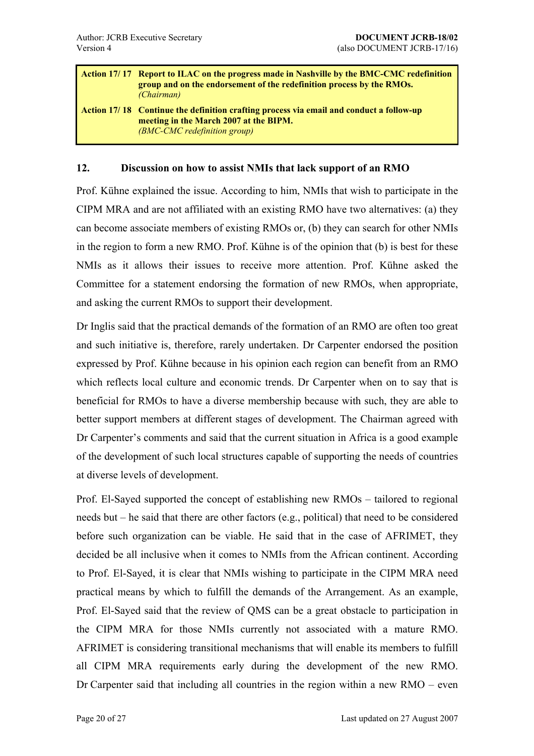| | |
|---|---|
| **Action 17/ 17** | **Report to ILAC on the progress made in Nashville by the BMC-CMC redefinition group and on the endorsement of the redefinition process by the RMOs.** *(Chairman)* |
| **Action 17/ 18** | **Continue the definition crafting process via email and conduct a follow-up meeting in the March 2007 at the BIPM.** *(BMC-CMC redefinition group)* |

## 12. Discussion on how to assist NMIs that lack support of an RMO

Prof. Kühne explained the issue. According to him, NMIs that wish to participate in the CIPM MRA and are not affiliated with an existing RMO have two alternatives: (a) they can become associate members of existing RMOs or, (b) they can search for other NMIs in the region to form a new RMO. Prof. Kühne is of the opinion that (b) is best for these NMIs as it allows their issues to receive more attention. Prof. Kühne asked the Committee for a statement endorsing the formation of new RMOs, when appropriate, and asking the current RMOs to support their development.

Dr Inglis said that the practical demands of the formation of an RMO are often too great and such initiative is, therefore, rarely undertaken. Dr Carpenter endorsed the position expressed by Prof. Kühne because in his opinion each region can benefit from an RMO which reflects local culture and economic trends. Dr Carpenter when on to say that is beneficial for RMOs to have a diverse membership because with such, they are able to better support members at different stages of development. The Chairman agreed with Dr Carpenter's comments and said that the current situation in Africa is a good example of the development of such local structures capable of supporting the needs of countries at diverse levels of development.

Prof. El-Sayed supported the concept of establishing new RMOs – tailored to regional needs but – he said that there are other factors (e.g., political) that need to be considered before such organization can be viable. He said that in the case of AFRIMET, they decided be all inclusive when it comes to NMIs from the African continent. According to Prof. El-Sayed, it is clear that NMIs wishing to participate in the CIPM MRA need practical means by which to fulfill the demands of the Arrangement. As an example, Prof. El-Sayed said that the review of QMS can be a great obstacle to participation in the CIPM MRA for those NMIs currently not associated with a mature RMO. AFRIMET is considering transitional mechanisms that will enable its members to fulfill all CIPM MRA requirements early during the development of the new RMO. Dr Carpenter said that including all countries in the region within a new RMO – even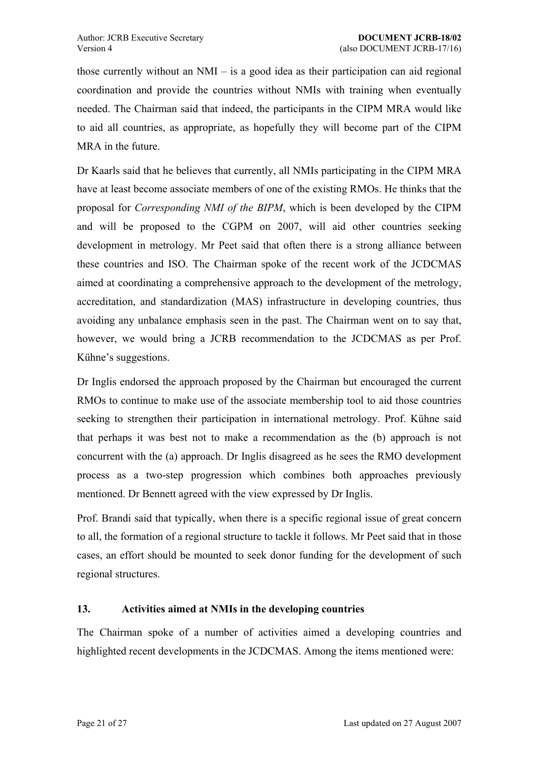those currently without an NMI – is a good idea as their participation can aid regional coordination and provide the countries without NMIs with training when eventually needed. The Chairman said that indeed, the participants in the CIPM MRA would like to aid all countries, as appropriate, as hopefully they will become part of the CIPM MRA in the future.

Dr Kaarls said that he believes that currently, all NMIs participating in the CIPM MRA have at least become associate members of one of the existing RMOs. He thinks that the proposal for *Corresponding NMI of the BIPM*, which is been developed by the CIPM and will be proposed to the CGPM on 2007, will aid other countries seeking development in metrology. Mr Peet said that often there is a strong alliance between these countries and ISO. The Chairman spoke of the recent work of the JCDCMAS aimed at coordinating a comprehensive approach to the development of the metrology, accreditation, and standardization (MAS) infrastructure in developing countries, thus avoiding any unbalance emphasis seen in the past. The Chairman went on to say that, however, we would bring a JCRB recommendation to the JCDCMAS as per Prof. Kühne's suggestions.

Dr Inglis endorsed the approach proposed by the Chairman but encouraged the current RMOs to continue to make use of the associate membership tool to aid those countries seeking to strengthen their participation in international metrology. Prof. Kühne said that perhaps it was best not to make a recommendation as the (b) approach is not concurrent with the (a) approach. Dr Inglis disagreed as he sees the RMO development process as a two-step progression which combines both approaches previously mentioned. Dr Bennett agreed with the view expressed by Dr Inglis.

Prof. Brandi said that typically, when there is a specific regional issue of great concern to all, the formation of a regional structure to tackle it follows. Mr Peet said that in those cases, an effort should be mounted to seek donor funding for the development of such regional structures.

## 13. Activities aimed at NMIs in the developing countries

The Chairman spoke of a number of activities aimed a developing countries and highlighted recent developments in the JCDCMAS. Among the items mentioned were: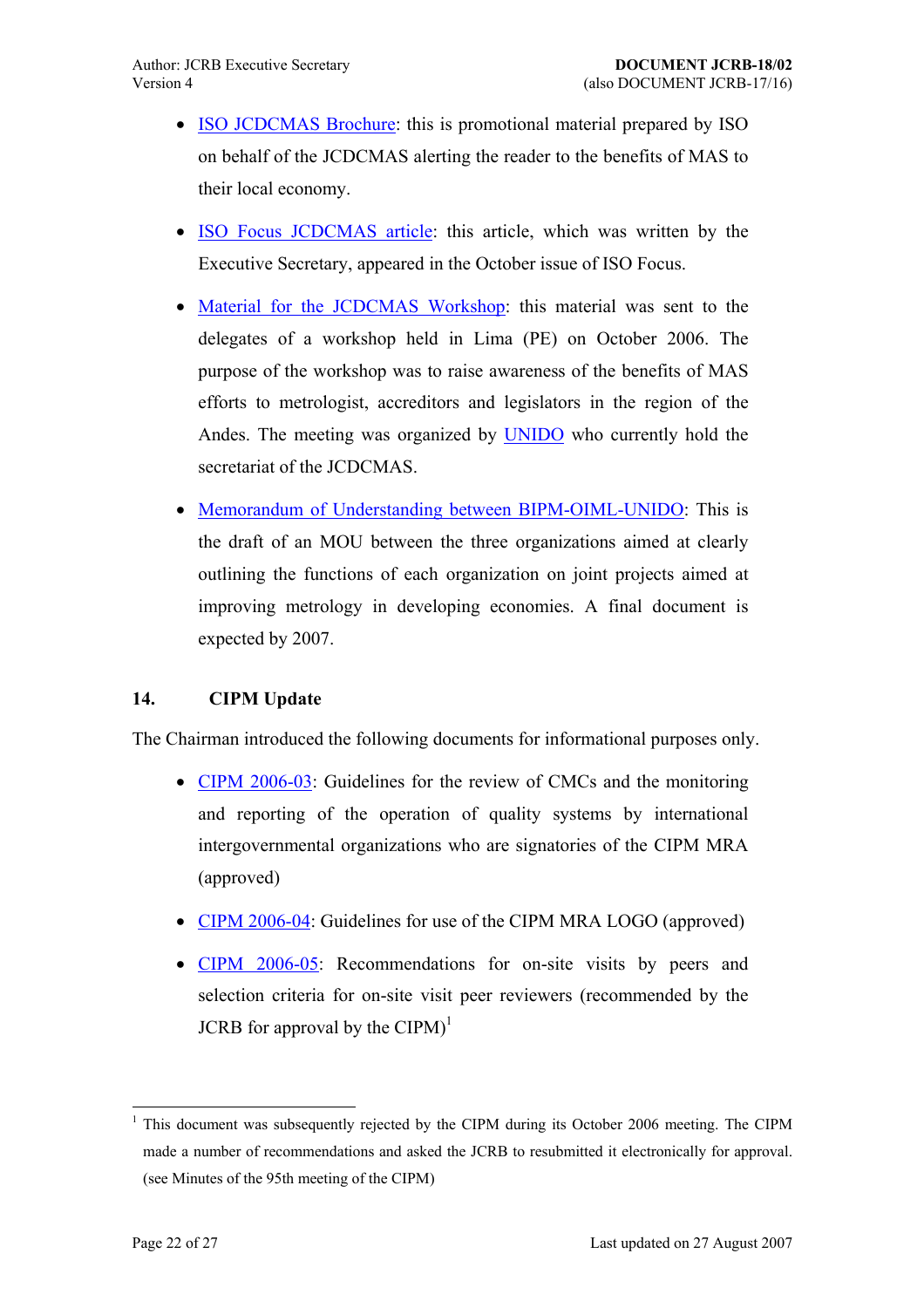- ISO JCDCMAS Brochure: this is promotional material prepared by ISO on behalf of the JCDCMAS alerting the reader to the benefits of MAS to their local economy.

- ISO Focus JCDCMAS article: this article, which was written by the Executive Secretary, appeared in the October issue of ISO Focus.

- Material for the JCDCMAS Workshop: this material was sent to the delegates of a workshop held in Lima (PE) on October 2006. The purpose of the workshop was to raise awareness of the benefits of MAS efforts to metrologist, accreditors and legislators in the region of the Andes. The meeting was organized by UNIDO who currently hold the secretariat of the JCDCMAS.

- Memorandum of Understanding between BIPM-OIML-UNIDO: This is the draft of an MOU between the three organizations aimed at clearly outlining the functions of each organization on joint projects aimed at improving metrology in developing economies. A final document is expected by 2007.

## 14. CIPM Update

The Chairman introduced the following documents for informational purposes only.

- CIPM 2006-03: Guidelines for the review of CMCs and the monitoring and reporting of the operation of quality systems by international intergovernmental organizations who are signatories of the CIPM MRA (approved)

- CIPM 2006-04: Guidelines for use of the CIPM MRA LOGO (approved)

- CIPM 2006-05: Recommendations for on-site visits by peers and selection criteria for on-site visit peer reviewers (recommended by the JCRB for approval by the CIPM)[1]

---

[1] This document was subsequently rejected by the CIPM during its October 2006 meeting. The CIPM made a number of recommendations and asked the JCRB to resubmitted it electronically for approval. (see Minutes of the 95th meeting of the CIPM)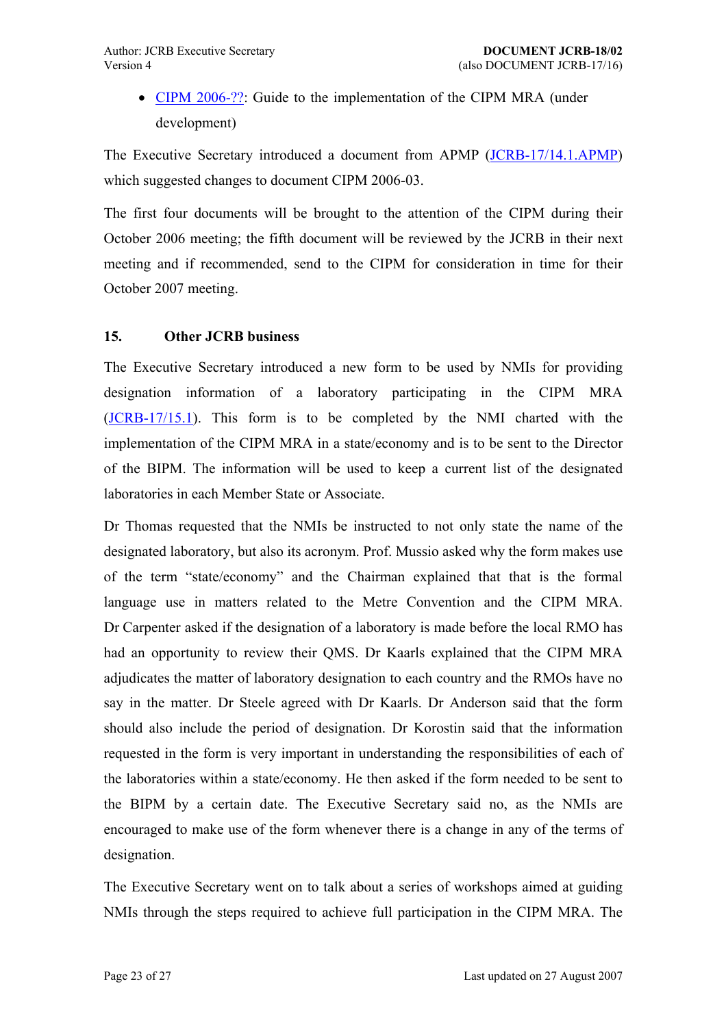- CIPM 2006-??: Guide to the implementation of the CIPM MRA (under development)

The Executive Secretary introduced a document from APMP (JCRB-17/14.1.APMP) which suggested changes to document CIPM 2006-03.

The first four documents will be brought to the attention of the CIPM during their October 2006 meeting; the fifth document will be reviewed by the JCRB in their next meeting and if recommended, send to the CIPM for consideration in time for their October 2007 meeting.

## 15. Other JCRB business

The Executive Secretary introduced a new form to be used by NMIs for providing designation information of a laboratory participating in the CIPM MRA (JCRB-17/15.1). This form is to be completed by the NMI charted with the implementation of the CIPM MRA in a state/economy and is to be sent to the Director of the BIPM. The information will be used to keep a current list of the designated laboratories in each Member State or Associate.

Dr Thomas requested that the NMIs be instructed to not only state the name of the designated laboratory, but also its acronym. Prof. Mussio asked why the form makes use of the term "state/economy" and the Chairman explained that that is the formal language use in matters related to the Metre Convention and the CIPM MRA. Dr Carpenter asked if the designation of a laboratory is made before the local RMO has had an opportunity to review their QMS. Dr Kaarls explained that the CIPM MRA adjudicates the matter of laboratory designation to each country and the RMOs have no say in the matter. Dr Steele agreed with Dr Kaarls. Dr Anderson said that the form should also include the period of designation. Dr Korostin said that the information requested in the form is very important in understanding the responsibilities of each of the laboratories within a state/economy. He then asked if the form needed to be sent to the BIPM by a certain date. The Executive Secretary said no, as the NMIs are encouraged to make use of the form whenever there is a change in any of the terms of designation.

The Executive Secretary went on to talk about a series of workshops aimed at guiding NMIs through the steps required to achieve full participation in the CIPM MRA. The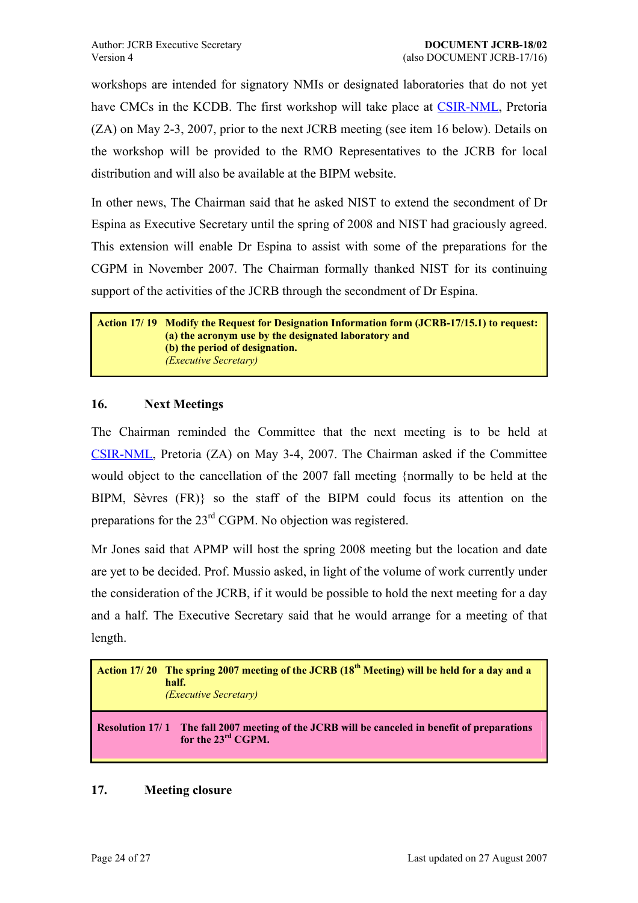workshops are intended for signatory NMIs or designated laboratories that do not yet have CMCs in the KCDB. The first workshop will take place at CSIR-NML, Pretoria (ZA) on May 2-3, 2007, prior to the next JCRB meeting (see item 16 below). Details on the workshop will be provided to the RMO Representatives to the JCRB for local distribution and will also be available at the BIPM website.

In other news, The Chairman said that he asked NIST to extend the secondment of Dr Espina as Executive Secretary until the spring of 2008 and NIST had graciously agreed. This extension will enable Dr Espina to assist with some of the preparations for the CGPM in November 2007. The Chairman formally thanked NIST for its continuing support of the activities of the JCRB through the secondment of Dr Espina.

| **Action 17/ 19** | **Modify the Request for Designation Information form (JCRB-17/15.1) to request:**<br>**(a) the acronym use by the designated laboratory and**<br>**(b) the period of designation.**<br>*(Executive Secretary)* |
|---|---|

## 16. Next Meetings

The Chairman reminded the Committee that the next meeting is to be held at CSIR-NML, Pretoria (ZA) on May 3-4, 2007. The Chairman asked if the Committee would object to the cancellation of the 2007 fall meeting {normally to be held at the BIPM, Sèvres (FR)} so the staff of the BIPM could focus its attention on the preparations for the 23rd CGPM. No objection was registered.

Mr Jones said that APMP will host the spring 2008 meeting but the location and date are yet to be decided. Prof. Mussio asked, in light of the volume of work currently under the consideration of the JCRB, if it would be possible to hold the next meeting for a day and a half. The Executive Secretary said that he would arrange for a meeting of that length.

| **Action 17/ 20** | **The spring 2007 meeting of the JCRB (18th Meeting) will be held for a day and a half.**<br>*(Executive Secretary)* |
|---|---|
| **Resolution 17/ 1** | **The fall 2007 meeting of the JCRB will be canceled in benefit of preparations for the 23rd CGPM.** |

## 17. Meeting closure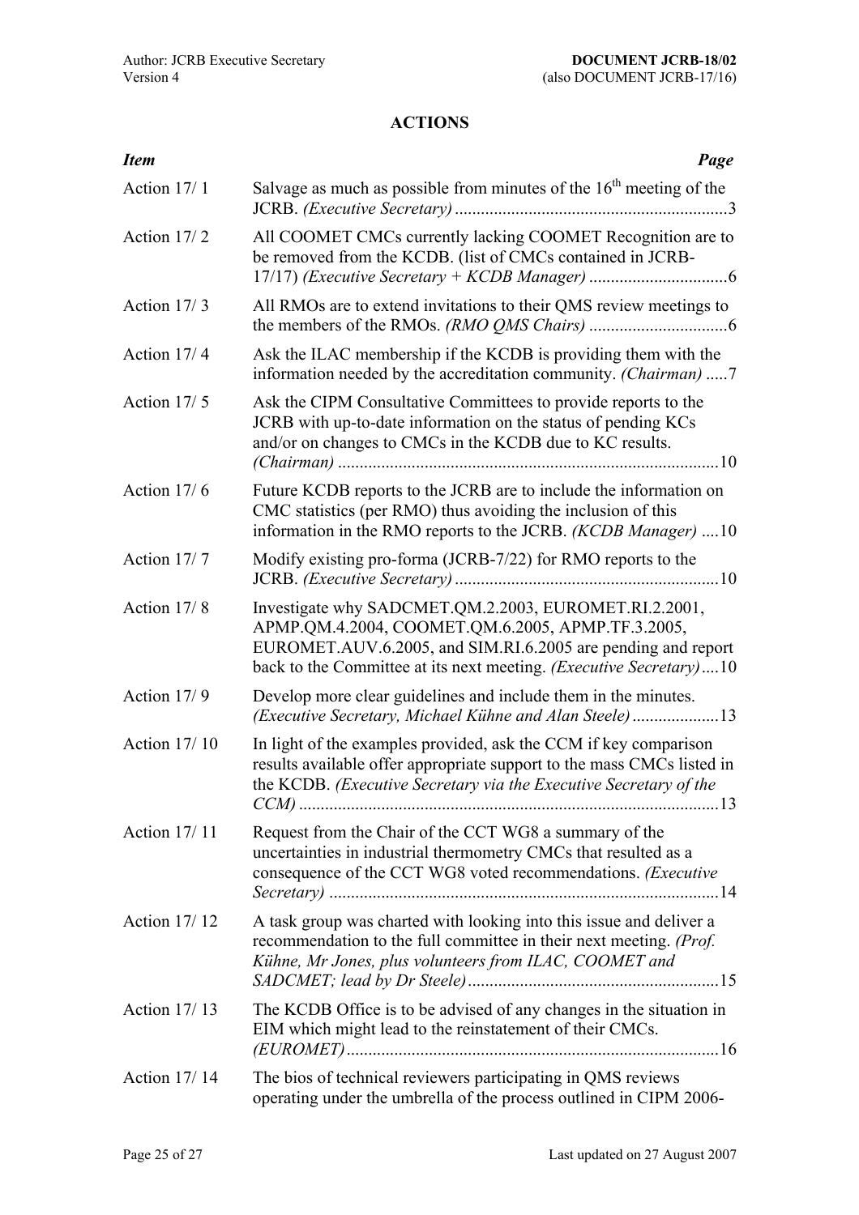## ACTIONS

| *Item* | *Page* |
| --- | --- |
| Action 17/ 1 | Salvage as much as possible from minutes of the 16th meeting of the JCRB. *(Executive Secretary)* ...............................................................3 |
| Action 17/ 2 | All COOMET CMCs currently lacking COOMET Recognition are to be removed from the KCDB. (list of CMCs contained in JCRB-17/17) *(Executive Secretary + KCDB Manager)* ................................6 |
| Action 17/ 3 | All RMOs are to extend invitations to their QMS review meetings to the members of the RMOs. *(RMO QMS Chairs)* ................................6 |
| Action 17/ 4 | Ask the ILAC membership if the KCDB is providing them with the information needed by the accreditation community. *(Chairman)* .....7 |
| Action 17/ 5 | Ask the CIPM Consultative Committees to provide reports to the JCRB with up-to-date information on the status of pending KCs and/or on changes to CMCs in the KCDB due to KC results. *(Chairman)* .......................................................................................10 |
| Action 17/ 6 | Future KCDB reports to the JCRB are to include the information on CMC statistics (per RMO) thus avoiding the inclusion of this information in the RMO reports to the JCRB. *(KCDB Manager)* ....10 |
| Action 17/ 7 | Modify existing pro-forma (JCRB-7/22) for RMO reports to the JCRB. *(Executive Secretary)* ............................................................10 |
| Action 17/ 8 | Investigate why SADCMET.QM.2.2003, EUROMET.RI.2.2001, APMP.QM.4.2004, COOMET.QM.6.2005, APMP.TF.3.2005, EUROMET.AUV.6.2005, and SIM.RI.6.2005 are pending and report back to the Committee at its next meeting. *(Executive Secretary)*....10 |
| Action 17/ 9 | Develop more clear guidelines and include them in the minutes. *(Executive Secretary, Michael Kühne and Alan Steele)* ....................13 |
| Action 17/ 10 | In light of the examples provided, ask the CCM if key comparison results available offer appropriate support to the mass CMCs listed in the KCDB. *(Executive Secretary via the Executive Secretary of the CCM)* ................................................................................................13 |
| Action 17/ 11 | Request from the Chair of the CCT WG8 a summary of the uncertainties in industrial thermometry CMCs that resulted as a consequence of the CCT WG8 voted recommendations. *(Executive Secretary)* .........................................................................................14 |
| Action 17/ 12 | A task group was charted with looking into this issue and deliver a recommendation to the full committee in their next meeting. *(Prof. Kühne, Mr Jones, plus volunteers from ILAC, COOMET and SADCMET; lead by Dr Steele)*..........................................................15 |
| Action 17/ 13 | The KCDB Office is to be advised of any changes in the situation in EIM which might lead to the reinstatement of their CMCs. *(EUROMET)* .....................................................................................16 |
| Action 17/ 14 | The bios of technical reviewers participating in QMS reviews operating under the umbrella of the process outlined in CIPM 2006- |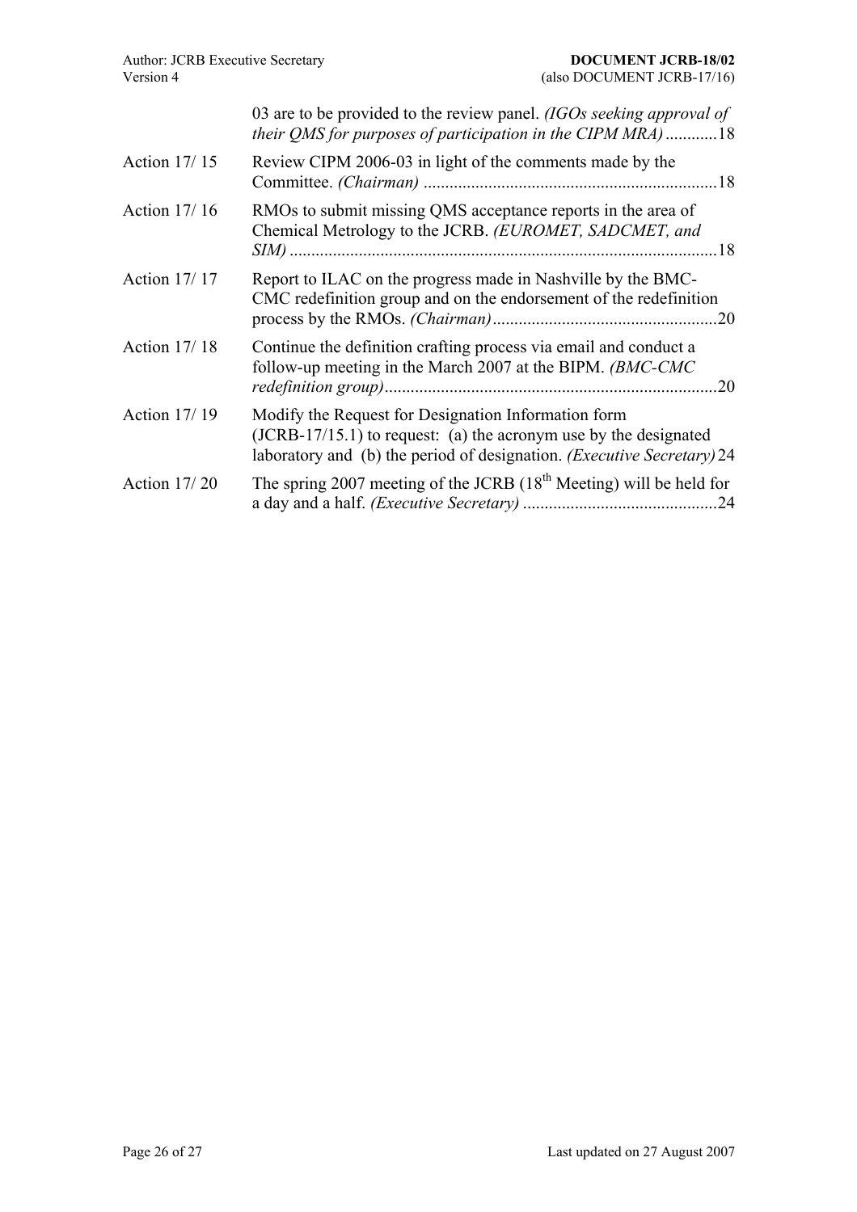| | |
|---|---|
| | 03 are to be provided to the review panel. *(IGOs seeking approval of their QMS for purposes of participation in the CIPM MRA)* ............18 |
| Action 17/ 15 | Review CIPM 2006-03 in light of the comments made by the Committee. *(Chairman)* ...................................................................18 |
| Action 17/ 16 | RMOs to submit missing QMS acceptance reports in the area of Chemical Metrology to the JCRB. *(EUROMET, SADCMET, and SIM)* ..................................................................................................18 |
| Action 17/ 17 | Report to ILAC on the progress made in Nashville by the BMC-CMC redefinition group and on the endorsement of the redefinition process by the RMOs. *(Chairman)*...................................................20 |
| Action 17/ 18 | Continue the definition crafting process via email and conduct a follow-up meeting in the March 2007 at the BIPM. *(BMC-CMC redefinition group)*............................................................................20 |
| Action 17/ 19 | Modify the Request for Designation Information form (JCRB-17/15.1) to request: (a) the acronym use by the designated laboratory and (b) the period of designation. *(Executive Secretary)* 24 |
| Action 17/ 20 | The spring 2007 meeting of the JCRB (18th Meeting) will be held for a day and a half. *(Executive Secretary)* ............................................24 |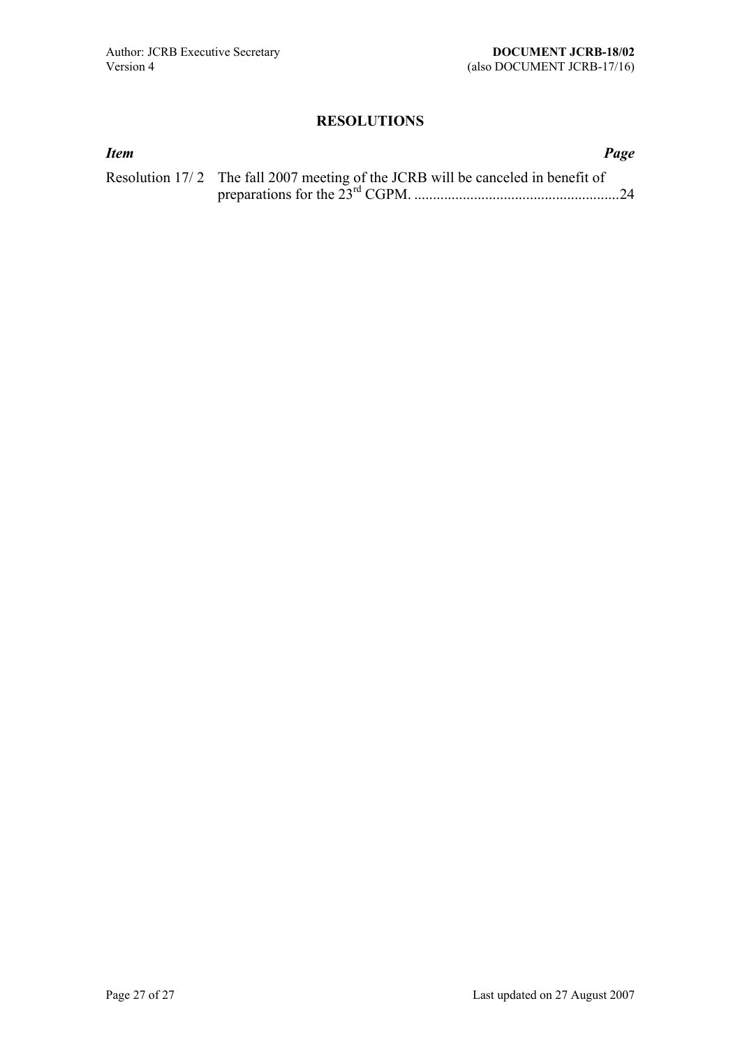## RESOLUTIONS

| *Item* | | *Page* |
|---|---|---|
| Resolution 17/ 2 | The fall 2007 meeting of the JCRB will be canceled in benefit of preparations for the 23rd CGPM. | 24 |